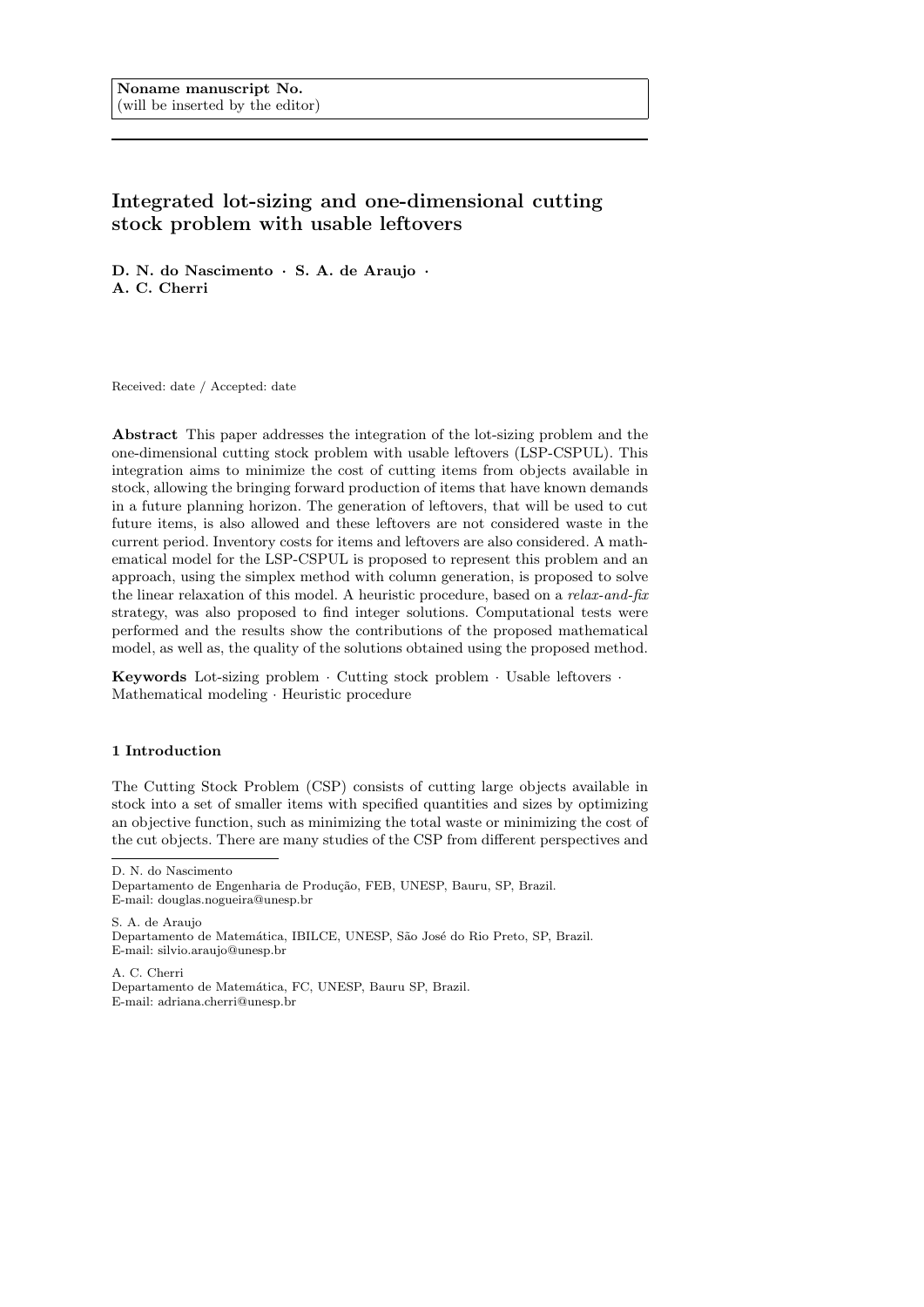Noname manuscript No.
(will be inserted by the editor)

# Integrated lot-sizing and one-dimensional cutting stock problem with usable leftovers

**D. N. do Nascimento · S. A. de Araujo · A. C. Cherri**

Received: date / Accepted: date

**Abstract** This paper addresses the integration of the lot-sizing problem and the one-dimensional cutting stock problem with usable leftovers (LSP-CSPUL). This integration aims to minimize the cost of cutting items from objects available in stock, allowing the bringing forward production of items that have known demands in a future planning horizon. The generation of leftovers, that will be used to cut future items, is also allowed and these leftovers are not considered waste in the current period. Inventory costs for items and leftovers are also considered. A mathematical model for the LSP-CSPUL is proposed to represent this problem and an approach, using the simplex method with column generation, is proposed to solve the linear relaxation of this model. A heuristic procedure, based on a *relax-and-fix* strategy, was also proposed to find integer solutions. Computational tests were performed and the results show the contributions of the proposed mathematical model, as well as, the quality of the solutions obtained using the proposed method.

**Keywords** Lot-sizing problem · Cutting stock problem · Usable leftovers · Mathematical modeling · Heuristic procedure

## 1 Introduction

The Cutting Stock Problem (CSP) consists of cutting large objects available in stock into a set of smaller items with specified quantities and sizes by optimizing an objective function, such as minimizing the total waste or minimizing the cost of the cut objects. There are many studies of the CSP from different perspectives and

---

D. N. do Nascimento
Departamento de Engenharia de Produção, FEB, UNESP, Bauru, SP, Brazil.
E-mail: douglas.nogueira@unesp.br

S. A. de Araujo
Departamento de Matemática, IBILCE, UNESP, São José do Rio Preto, SP, Brazil.
E-mail: silvio.araujo@unesp.br

A. C. Cherri
Departamento de Matemática, FC, UNESP, Bauru SP, Brazil.
E-mail: adriana.cherri@unesp.br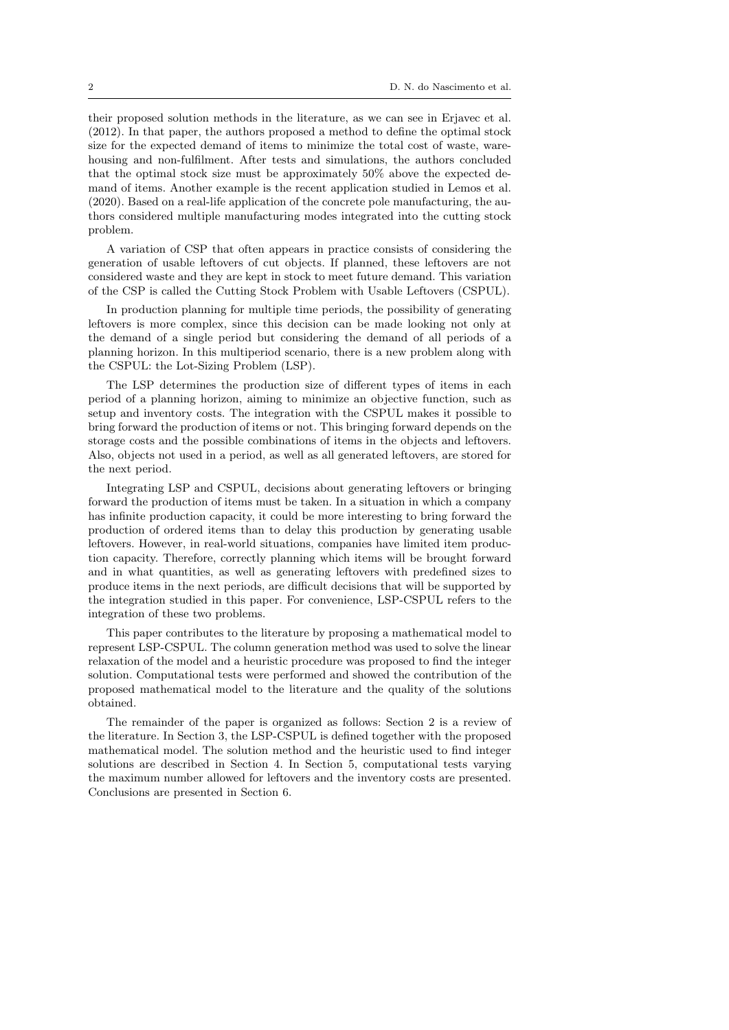their proposed solution methods in the literature, as we can see in Erjavec et al. (2012). In that paper, the authors proposed a method to define the optimal stock size for the expected demand of items to minimize the total cost of waste, warehousing and non-fulfilment. After tests and simulations, the authors concluded that the optimal stock size must be approximately 50% above the expected demand of items. Another example is the recent application studied in Lemos et al. (2020). Based on a real-life application of the concrete pole manufacturing, the authors considered multiple manufacturing modes integrated into the cutting stock problem.

A variation of CSP that often appears in practice consists of considering the generation of usable leftovers of cut objects. If planned, these leftovers are not considered waste and they are kept in stock to meet future demand. This variation of the CSP is called the Cutting Stock Problem with Usable Leftovers (CSPUL).

In production planning for multiple time periods, the possibility of generating leftovers is more complex, since this decision can be made looking not only at the demand of a single period but considering the demand of all periods of a planning horizon. In this multiperiod scenario, there is a new problem along with the CSPUL: the Lot-Sizing Problem (LSP).

The LSP determines the production size of different types of items in each period of a planning horizon, aiming to minimize an objective function, such as setup and inventory costs. The integration with the CSPUL makes it possible to bring forward the production of items or not. This bringing forward depends on the storage costs and the possible combinations of items in the objects and leftovers. Also, objects not used in a period, as well as all generated leftovers, are stored for the next period.

Integrating LSP and CSPUL, decisions about generating leftovers or bringing forward the production of items must be taken. In a situation in which a company has infinite production capacity, it could be more interesting to bring forward the production of ordered items than to delay this production by generating usable leftovers. However, in real-world situations, companies have limited item production capacity. Therefore, correctly planning which items will be brought forward and in what quantities, as well as generating leftovers with predefined sizes to produce items in the next periods, are difficult decisions that will be supported by the integration studied in this paper. For convenience, LSP-CSPUL refers to the integration of these two problems.

This paper contributes to the literature by proposing a mathematical model to represent LSP-CSPUL. The column generation method was used to solve the linear relaxation of the model and a heuristic procedure was proposed to find the integer solution. Computational tests were performed and showed the contribution of the proposed mathematical model to the literature and the quality of the solutions obtained.

The remainder of the paper is organized as follows: Section 2 is a review of the literature. In Section 3, the LSP-CSPUL is defined together with the proposed mathematical model. The solution method and the heuristic used to find integer solutions are described in Section 4. In Section 5, computational tests varying the maximum number allowed for leftovers and the inventory costs are presented. Conclusions are presented in Section 6.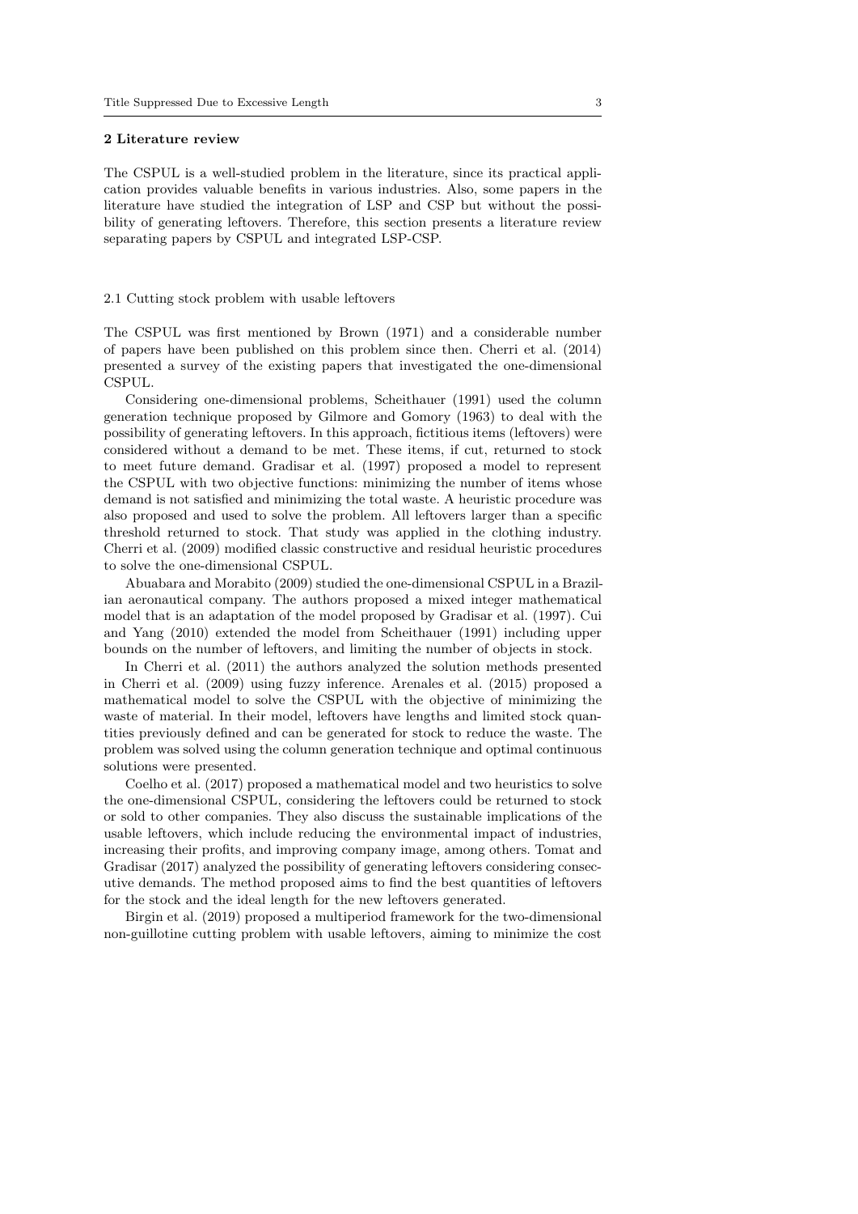## 2 Literature review

The CSPUL is a well-studied problem in the literature, since its practical application provides valuable benefits in various industries. Also, some papers in the literature have studied the integration of LSP and CSP but without the possibility of generating leftovers. Therefore, this section presents a literature review separating papers by CSPUL and integrated LSP-CSP.

### 2.1 Cutting stock problem with usable leftovers

The CSPUL was first mentioned by Brown (1971) and a considerable number of papers have been published on this problem since then. Cherri et al. (2014) presented a survey of the existing papers that investigated the one-dimensional CSPUL.

Considering one-dimensional problems, Scheithauer (1991) used the column generation technique proposed by Gilmore and Gomory (1963) to deal with the possibility of generating leftovers. In this approach, fictitious items (leftovers) were considered without a demand to be met. These items, if cut, returned to stock to meet future demand. Gradisar et al. (1997) proposed a model to represent the CSPUL with two objective functions: minimizing the number of items whose demand is not satisfied and minimizing the total waste. A heuristic procedure was also proposed and used to solve the problem. All leftovers larger than a specific threshold returned to stock. That study was applied in the clothing industry. Cherri et al. (2009) modified classic constructive and residual heuristic procedures to solve the one-dimensional CSPUL.

Abuabara and Morabito (2009) studied the one-dimensional CSPUL in a Brazilian aeronautical company. The authors proposed a mixed integer mathematical model that is an adaptation of the model proposed by Gradisar et al. (1997). Cui and Yang (2010) extended the model from Scheithauer (1991) including upper bounds on the number of leftovers, and limiting the number of objects in stock.

In Cherri et al. (2011) the authors analyzed the solution methods presented in Cherri et al. (2009) using fuzzy inference. Arenales et al. (2015) proposed a mathematical model to solve the CSPUL with the objective of minimizing the waste of material. In their model, leftovers have lengths and limited stock quantities previously defined and can be generated for stock to reduce the waste. The problem was solved using the column generation technique and optimal continuous solutions were presented.

Coelho et al. (2017) proposed a mathematical model and two heuristics to solve the one-dimensional CSPUL, considering the leftovers could be returned to stock or sold to other companies. They also discuss the sustainable implications of the usable leftovers, which include reducing the environmental impact of industries, increasing their profits, and improving company image, among others. Tomat and Gradisar (2017) analyzed the possibility of generating leftovers considering consecutive demands. The method proposed aims to find the best quantities of leftovers for the stock and the ideal length for the new leftovers generated.

Birgin et al. (2019) proposed a multiperiod framework for the two-dimensional non-guillotine cutting problem with usable leftovers, aiming to minimize the cost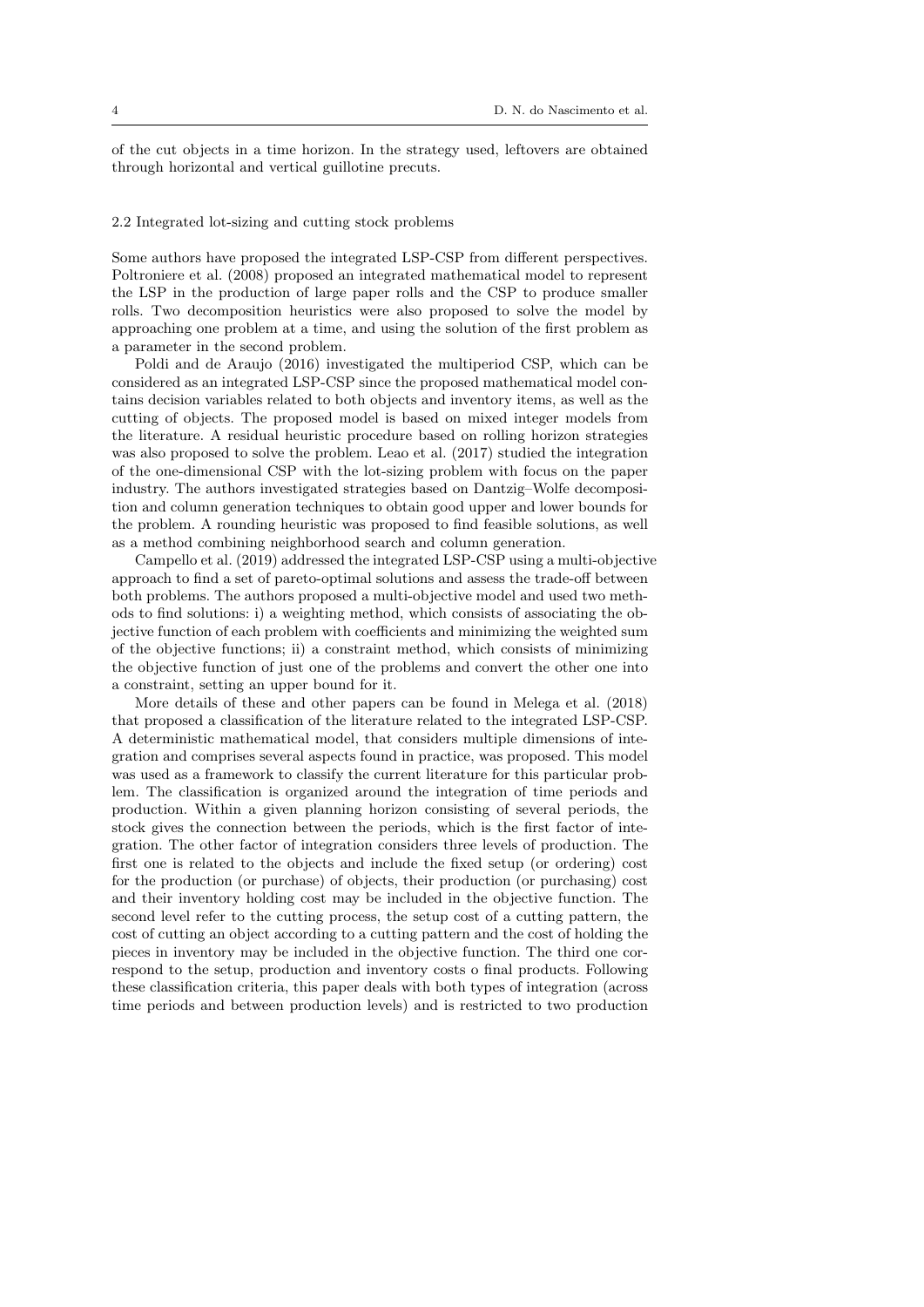of the cut objects in a time horizon. In the strategy used, leftovers are obtained through horizontal and vertical guillotine precuts.

### 2.2 Integrated lot-sizing and cutting stock problems

Some authors have proposed the integrated LSP-CSP from different perspectives. Poltroniere et al. (2008) proposed an integrated mathematical model to represent the LSP in the production of large paper rolls and the CSP to produce smaller rolls. Two decomposition heuristics were also proposed to solve the model by approaching one problem at a time, and using the solution of the first problem as a parameter in the second problem.

Poldi and de Araujo (2016) investigated the multiperiod CSP, which can be considered as an integrated LSP-CSP since the proposed mathematical model contains decision variables related to both objects and inventory items, as well as the cutting of objects. The proposed model is based on mixed integer models from the literature. A residual heuristic procedure based on rolling horizon strategies was also proposed to solve the problem. Leao et al. (2017) studied the integration of the one-dimensional CSP with the lot-sizing problem with focus on the paper industry. The authors investigated strategies based on Dantzig–Wolfe decomposition and column generation techniques to obtain good upper and lower bounds for the problem. A rounding heuristic was proposed to find feasible solutions, as well as a method combining neighborhood search and column generation.

Campello et al. (2019) addressed the integrated LSP-CSP using a multi-objective approach to find a set of pareto-optimal solutions and assess the trade-off between both problems. The authors proposed a multi-objective model and used two methods to find solutions: i) a weighting method, which consists of associating the objective function of each problem with coefficients and minimizing the weighted sum of the objective functions; ii) a constraint method, which consists of minimizing the objective function of just one of the problems and convert the other one into a constraint, setting an upper bound for it.

More details of these and other papers can be found in Melega et al. (2018) that proposed a classification of the literature related to the integrated LSP-CSP. A deterministic mathematical model, that considers multiple dimensions of integration and comprises several aspects found in practice, was proposed. This model was used as a framework to classify the current literature for this particular problem. The classification is organized around the integration of time periods and production. Within a given planning horizon consisting of several periods, the stock gives the connection between the periods, which is the first factor of integration. The other factor of integration considers three levels of production. The first one is related to the objects and include the fixed setup (or ordering) cost for the production (or purchase) of objects, their production (or purchasing) cost and their inventory holding cost may be included in the objective function. The second level refer to the cutting process, the setup cost of a cutting pattern, the cost of cutting an object according to a cutting pattern and the cost of holding the pieces in inventory may be included in the objective function. The third one correspond to the setup, production and inventory costs o final products. Following these classification criteria, this paper deals with both types of integration (across time periods and between production levels) and is restricted to two production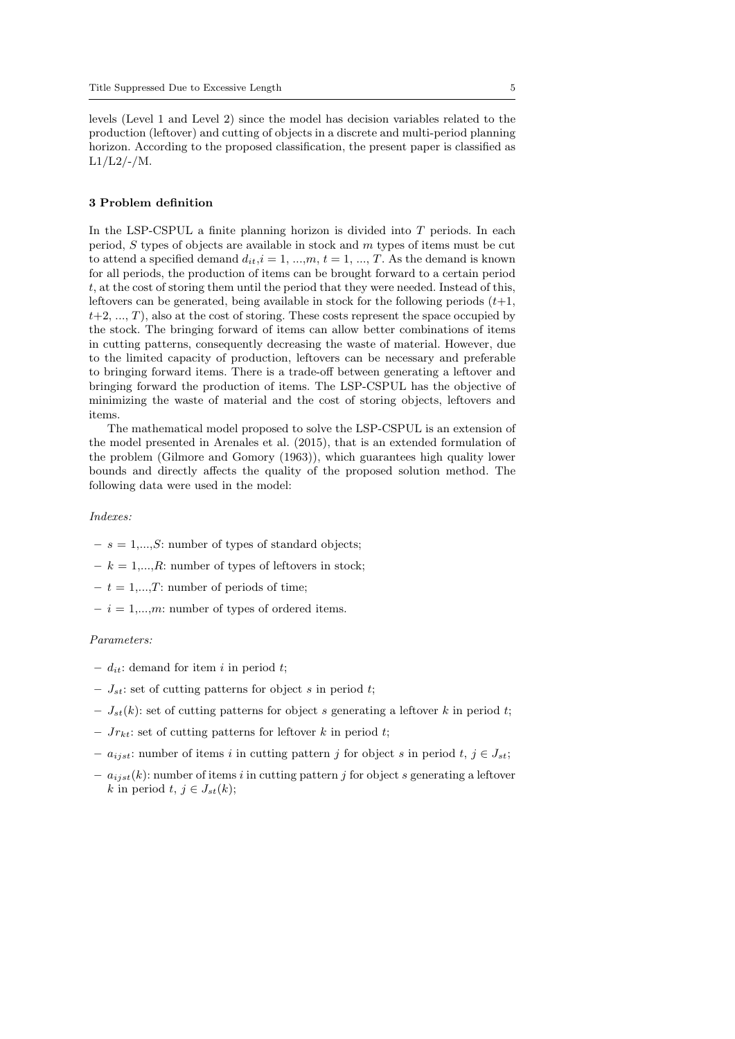levels (Level 1 and Level 2) since the model has decision variables related to the production (leftover) and cutting of objects in a discrete and multi-period planning horizon. According to the proposed classification, the present paper is classified as L1/L2/-/M.

## 3 Problem definition

In the LSP-CSPUL a finite planning horizon is divided into $T$ periods. In each period, $S$ types of objects are available in stock and $m$ types of items must be cut to attend a specified demand $d_{it}, i = 1, ..., m, t = 1, ..., T$. As the demand is known for all periods, the production of items can be brought forward to a certain period $t$, at the cost of storing them until the period that they were needed. Instead of this, leftovers can be generated, being available in stock for the following periods ($t$+1, $t$+2, ..., $T$), also at the cost of storing. These costs represent the space occupied by the stock. The bringing forward of items can allow better combinations of items in cutting patterns, consequently decreasing the waste of material. However, due to the limited capacity of production, leftovers can be necessary and preferable to bringing forward items. There is a trade-off between generating a leftover and bringing forward the production of items. The LSP-CSPUL has the objective of minimizing the waste of material and the cost of storing objects, leftovers and items.

The mathematical model proposed to solve the LSP-CSPUL is an extension of the model presented in Arenales et al. (2015), that is an extended formulation of the problem (Gilmore and Gomory (1963)), which guarantees high quality lower bounds and directly affects the quality of the proposed solution method. The following data were used in the model:

*Indexes:*

- $s = 1, ..., S$: number of types of standard objects;
- $k = 1, ..., R$: number of types of leftovers in stock;
- $t = 1, ..., T$: number of periods of time;
- $i = 1, ..., m$: number of types of ordered items.

*Parameters:*

- $d_{it}$: demand for item $i$ in period $t$;
- $J_{st}$: set of cutting patterns for object $s$ in period $t$;
- $J_{st}(k)$: set of cutting patterns for object $s$ generating a leftover $k$ in period $t$;
- $Jr_{kt}$: set of cutting patterns for leftover $k$ in period $t$;
- $a_{ijst}$: number of items $i$ in cutting pattern $j$ for object $s$ in period $t$, $j \in J_{st}$;
- $a_{ijst}(k)$: number of items $i$ in cutting pattern $j$ for object $s$ generating a leftover $k$ in period $t$, $j \in J_{st}(k)$;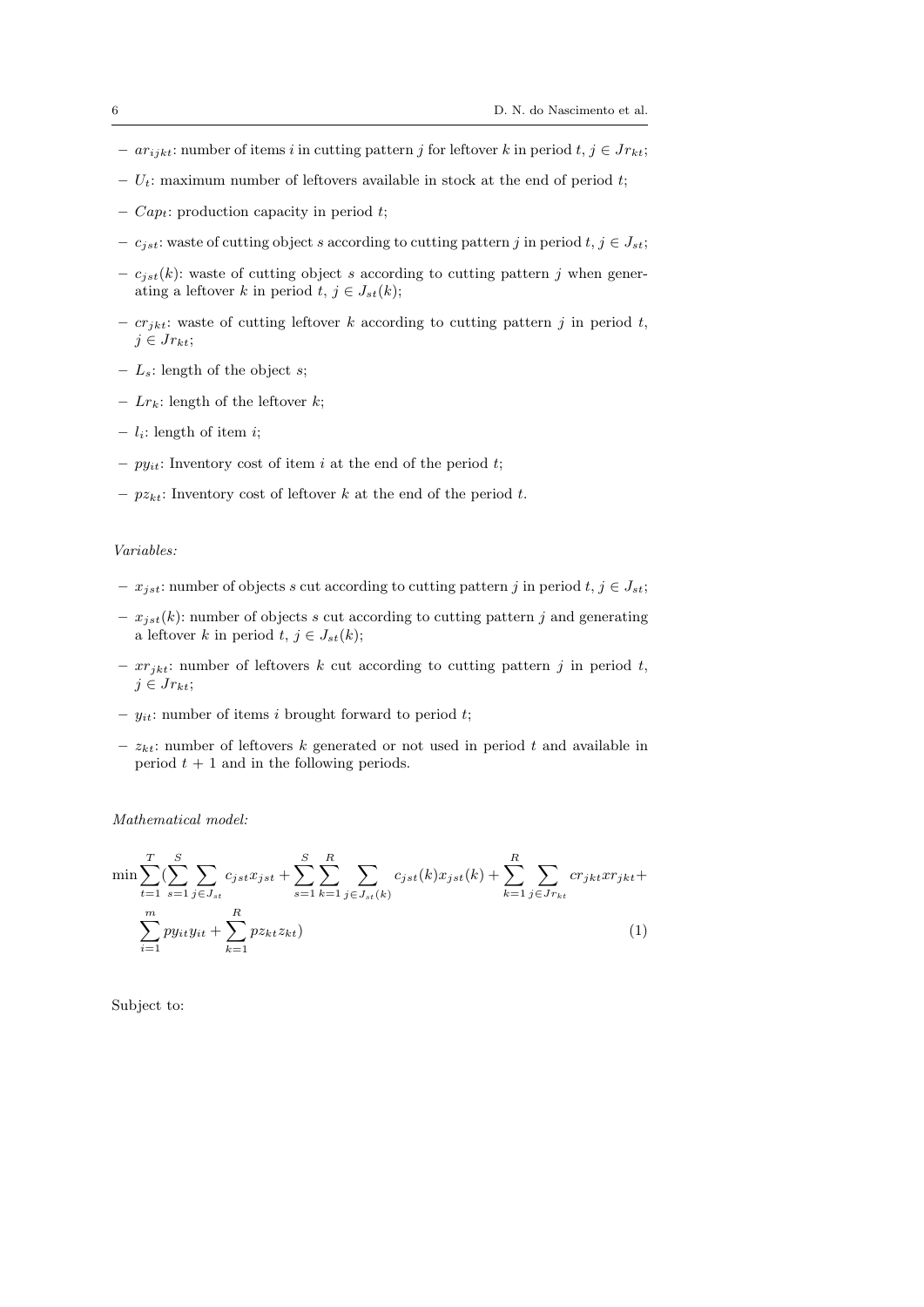- $ar_{ijkt}$: number of items $i$ in cutting pattern $j$ for leftover $k$ in period $t$, $j \in Jr_{kt}$;
- $U_t$: maximum number of leftovers available in stock at the end of period $t$;
- $Cap_t$: production capacity in period $t$;
- $c_{jst}$: waste of cutting object $s$ according to cutting pattern $j$ in period $t$, $j \in J_{st}$;
- $c_{jst}(k)$: waste of cutting object $s$ according to cutting pattern $j$ when generating a leftover $k$ in period $t$, $j \in J_{st}(k)$;
- $cr_{jkt}$: waste of cutting leftover $k$ according to cutting pattern $j$ in period $t$, $j \in Jr_{kt}$;
- $L_s$: length of the object $s$;
- $Lr_k$: length of the leftover $k$;
- $l_i$: length of item $i$;
- $py_{it}$: Inventory cost of item $i$ at the end of the period $t$;
- $pz_{kt}$: Inventory cost of leftover $k$ at the end of the period $t$.

*Variables:*

- $x_{jst}$: number of objects $s$ cut according to cutting pattern $j$ in period $t$, $j \in J_{st}$;
- $x_{jst}(k)$: number of objects $s$ cut according to cutting pattern $j$ and generating a leftover $k$ in period $t$, $j \in J_{st}(k)$;
- $xr_{jkt}$: number of leftovers $k$ cut according to cutting pattern $j$ in period $t$, $j \in Jr_{kt}$;
- $y_{it}$: number of items $i$ brought forward to period $t$;
- $z_{kt}$: number of leftovers $k$ generated or not used in period $t$ and available in period $t+1$ and in the following periods.

*Mathematical model:*

$$\min \sum_{t=1}^{T} \Big( \sum_{s=1}^{S} \sum_{j \in J_{st}} c_{jst} x_{jst} + \sum_{s=1}^{S} \sum_{k=1}^{R} \sum_{j \in J_{st}(k)} c_{jst}(k) x_{jst}(k) + \sum_{k=1}^{R} \sum_{j \in Jr_{kt}} cr_{jkt} xr_{jkt} + \sum_{i=1}^{m} py_{it} y_{it} + \sum_{k=1}^{R} pz_{kt} z_{kt} \Big) \tag{1}$$

Subject to: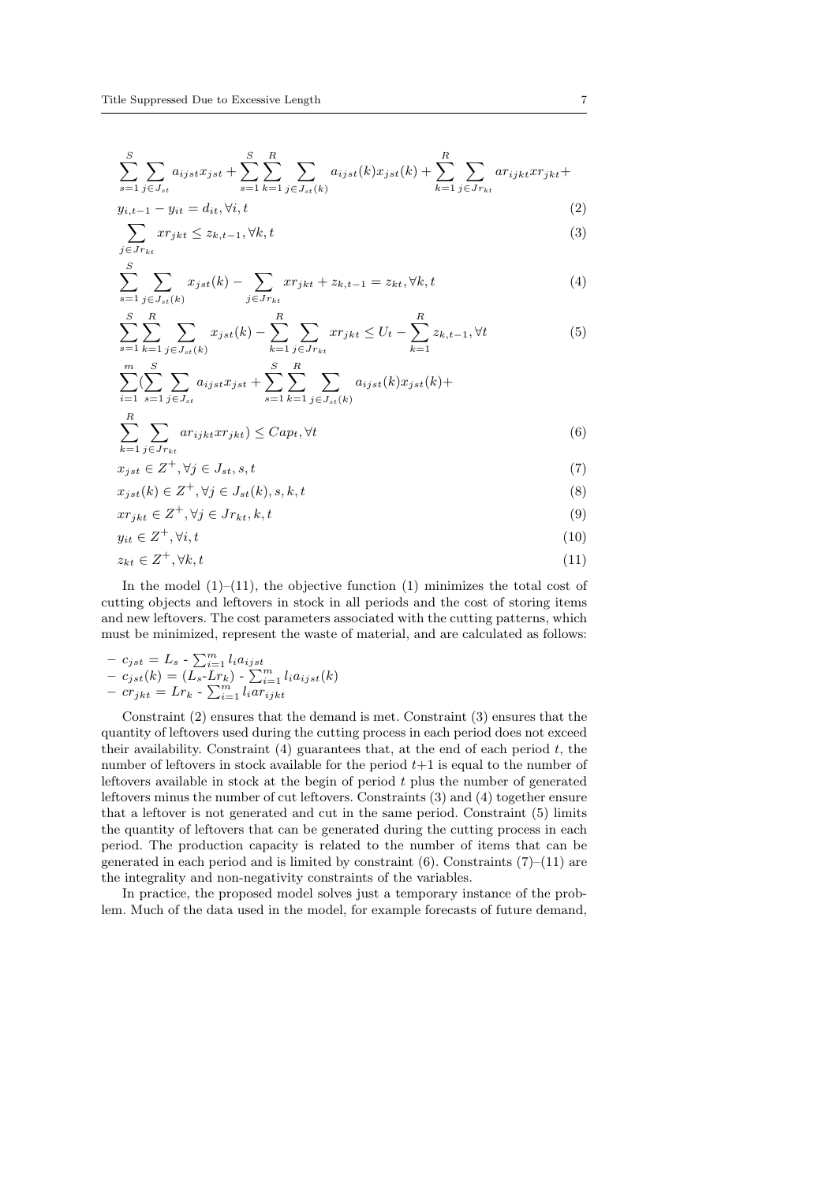$$\sum_{s=1}^{S} \sum_{j \in J_{st}} a_{ijst} x_{jst} + \sum_{s=1}^{S} \sum_{k=1}^{R} \sum_{j \in J_{st}(k)} a_{ijst}(k) x_{jst}(k) + \sum_{k=1}^{R} \sum_{j \in Jr_{kt}} ar_{ijkt} xr_{jkt} +$$

$$y_{i,t-1} - y_{it} = d_{it}, \forall i, t \tag{2}$$

$$\sum_{j \in Jr_{kt}} xr_{jkt} \leq z_{k,t-1}, \forall k, t \tag{3}$$

$$\sum_{s=1}^{S} \sum_{j \in J_{st}(k)} x_{jst}(k) - \sum_{j \in Jr_{kt}} xr_{jkt} + z_{k,t-1} = z_{kt}, \forall k, t \tag{4}$$

$$\sum_{s=1}^{S} \sum_{k=1}^{R} \sum_{j \in J_{st}(k)} x_{jst}(k) - \sum_{k=1}^{R} \sum_{j \in Jr_{kt}} xr_{jkt} \leq U_t - \sum_{k=1}^{R} z_{k,t-1}, \forall t \tag{5}$$

$$\sum_{i=1}^{m} \Big( \sum_{s=1}^{S} \sum_{j \in J_{st}} a_{ijst} x_{jst} + \sum_{s=1}^{S} \sum_{k=1}^{R} \sum_{j \in J_{st}(k)} a_{ijst}(k) x_{jst}(k) +$$

$$\sum_{k=1}^{R} \sum_{j \in Jr_{kt}} ar_{ijkt} xr_{jkt} \Big) \leq Cap_t, \forall t \tag{6}$$

$$x_{jst} \in Z^{+}, \forall j \in J_{st}, s, t \tag{7}$$

$$x_{jst}(k) \in Z^{+}, \forall j \in J_{st}(k), s, k, t \tag{8}$$

$$xr_{jkt} \in Z^{+}, \forall j \in Jr_{kt}, k, t \tag{9}$$

$$y_{it} \in Z^{+}, \forall i, t \tag{10}$$

$$z_{kt} \in Z^{+}, \forall k, t \tag{11}$$

In the model (1)–(11), the objective function (1) minimizes the total cost of cutting objects and leftovers in stock in all periods and the cost of storing items and new leftovers. The cost parameters associated with the cutting patterns, which must be minimized, represent the waste of material, and are calculated as follows:

- $c_{jst} = L_s - \sum_{i=1}^{m} l_i a_{ijst}$
- $c_{jst}(k) = (L_s - Lr_k) - \sum_{i=1}^{m} l_i a_{ijst}(k)$
- $cr_{jkt} = Lr_k - \sum_{i=1}^{m} l_i ar_{ijkt}$

Constraint (2) ensures that the demand is met. Constraint (3) ensures that the quantity of leftovers used during the cutting process in each period does not exceed their availability. Constraint (4) guarantees that, at the end of each period $t$, the number of leftovers in stock available for the period $t$+1 is equal to the number of leftovers available in stock at the begin of period $t$ plus the number of generated leftovers minus the number of cut leftovers. Constraints (3) and (4) together ensure that a leftover is not generated and cut in the same period. Constraint (5) limits the quantity of leftovers that can be generated during the cutting process in each period. The production capacity is related to the number of items that can be generated in each period and is limited by constraint (6). Constraints (7)–(11) are the integrality and non-negativity constraints of the variables.

In practice, the proposed model solves just a temporary instance of the problem. Much of the data used in the model, for example forecasts of future demand,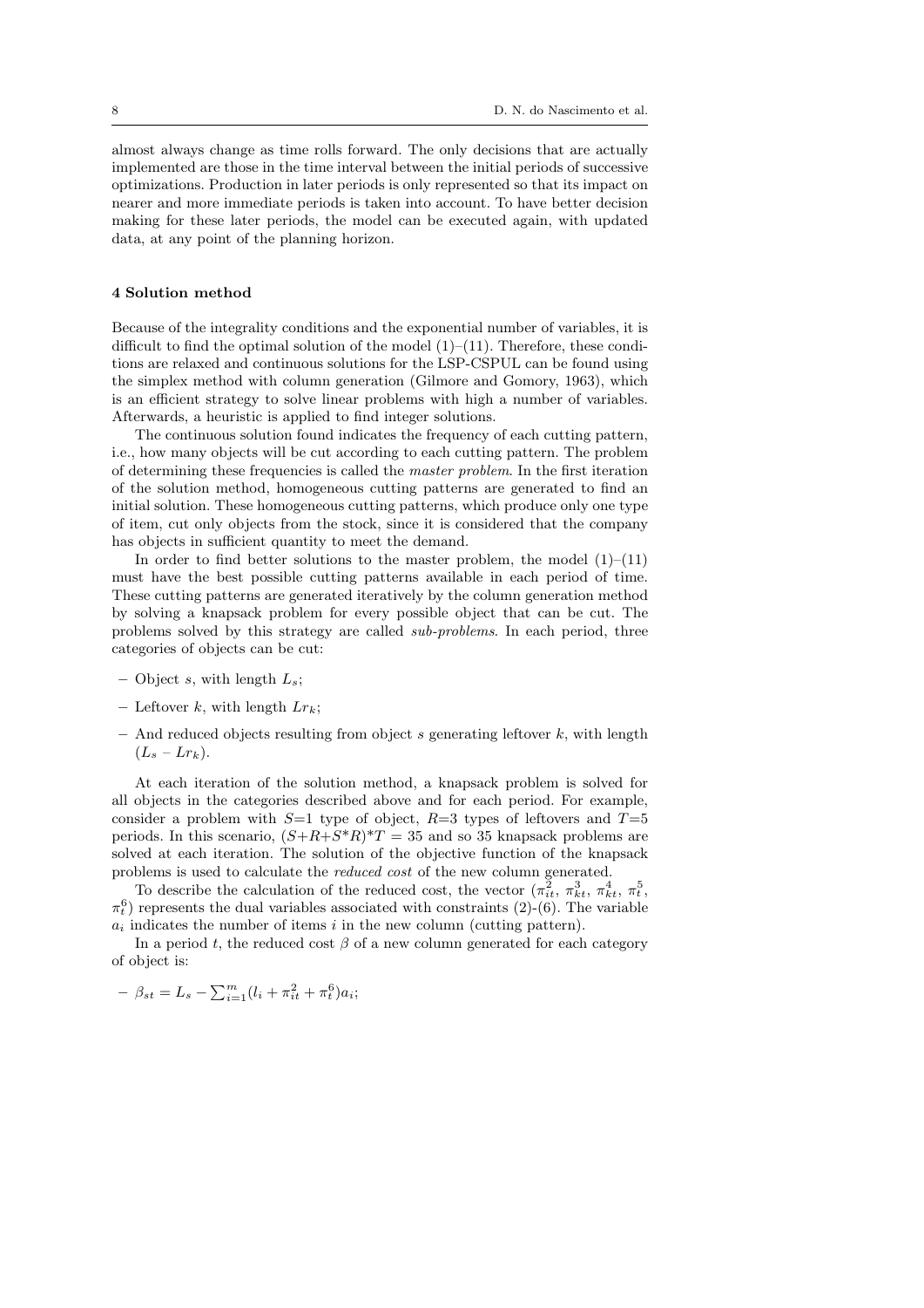almost always change as time rolls forward. The only decisions that are actually implemented are those in the time interval between the initial periods of successive optimizations. Production in later periods is only represented so that its impact on nearer and more immediate periods is taken into account. To have better decision making for these later periods, the model can be executed again, with updated data, at any point of the planning horizon.

## 4 Solution method

Because of the integrality conditions and the exponential number of variables, it is difficult to find the optimal solution of the model (1)–(11). Therefore, these conditions are relaxed and continuous solutions for the LSP-CSPUL can be found using the simplex method with column generation (Gilmore and Gomory, 1963), which is an efficient strategy to solve linear problems with high a number of variables. Afterwards, a heuristic is applied to find integer solutions.

The continuous solution found indicates the frequency of each cutting pattern, i.e., how many objects will be cut according to each cutting pattern. The problem of determining these frequencies is called the *master problem*. In the first iteration of the solution method, homogeneous cutting patterns are generated to find an initial solution. These homogeneous cutting patterns, which produce only one type of item, cut only objects from the stock, since it is considered that the company has objects in sufficient quantity to meet the demand.

In order to find better solutions to the master problem, the model (1)–(11) must have the best possible cutting patterns available in each period of time. These cutting patterns are generated iteratively by the column generation method by solving a knapsack problem for every possible object that can be cut. The problems solved by this strategy are called *sub-problems*. In each period, three categories of objects can be cut:

- Object $s$, with length $L_s$;
- Leftover $k$, with length $Lr_k$;
- And reduced objects resulting from object $s$ generating leftover $k$, with length $(L_s - Lr_k)$.

At each iteration of the solution method, a knapsack problem is solved for all objects in the categories described above and for each period. For example, consider a problem with $S$=1 type of object, $R$=3 types of leftovers and $T$=5 periods. In this scenario, $(S+R+S*R)*T = 35$ and so 35 knapsack problems are solved at each iteration. The solution of the objective function of the knapsack problems is used to calculate the *reduced cost* of the new column generated.

To describe the calculation of the reduced cost, the vector ($\pi^2_{it}$, $\pi^3_{kt}$, $\pi^4_{kt}$, $\pi^5_t$, $\pi^6_t$) represents the dual variables associated with constraints (2)-(6). The variable $a_i$ indicates the number of items $i$ in the new column (cutting pattern).

In a period $t$, the reduced cost $\beta$ of a new column generated for each category of object is:

- $\beta_{st} = L_s - \sum_{i=1}^{m}(l_i + \pi^2_{it} + \pi^6_t)a_i$;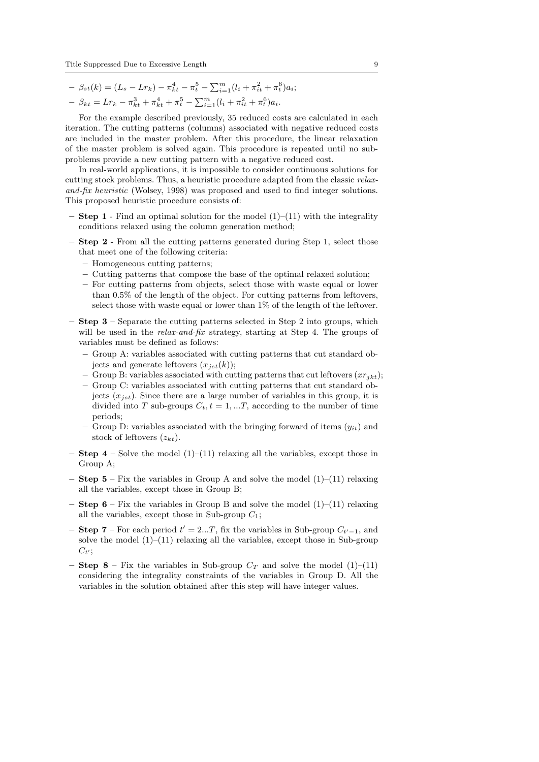- $\beta_{st}(k) = (L_s - Lr_k) - \pi^4_{kt} - \pi^5_t - \sum_{i=1}^{m}(l_i + \pi^2_{it} + \pi^6_t)a_i$;
- $\beta_{kt} = Lr_k - \pi^3_{kt} + \pi^4_{kt} + \pi^5_t - \sum_{i=1}^{m}(l_i + \pi^2_{it} + \pi^6_t)a_i$.

For the example described previously, 35 reduced costs are calculated in each iteration. The cutting patterns (columns) associated with negative reduced costs are included in the master problem. After this procedure, the linear relaxation of the master problem is solved again. This procedure is repeated until no subproblems provide a new cutting pattern with a negative reduced cost.

In real-world applications, it is impossible to consider continuous solutions for cutting stock problems. Thus, a heuristic procedure adapted from the classic *relax-and-fix heuristic* (Wolsey, 1998) was proposed and used to find integer solutions. This proposed heuristic procedure consists of:

- **Step 1** - Find an optimal solution for the model (1)–(11) with the integrality conditions relaxed using the column generation method;
- **Step 2** - From all the cutting patterns generated during Step 1, select those that meet one of the following criteria:
  - Homogeneous cutting patterns;
  - Cutting patterns that compose the base of the optimal relaxed solution;
  - For cutting patterns from objects, select those with waste equal or lower than 0.5% of the length of the object. For cutting patterns from leftovers, select those with waste equal or lower than 1% of the length of the leftover.
- **Step 3** – Separate the cutting patterns selected in Step 2 into groups, which will be used in the *relax-and-fix* strategy, starting at Step 4. The groups of variables must be defined as follows:
  - Group A: variables associated with cutting patterns that cut standard objects and generate leftovers ($x_{jst}(k)$);
  - Group B: variables associated with cutting patterns that cut leftovers ($xr_{jkt}$);
  - Group C: variables associated with cutting patterns that cut standard objects ($x_{jst}$). Since there are a large number of variables in this group, it is divided into $T$ sub-groups $C_t, t = 1, ...T$, according to the number of time periods;
  - Group D: variables associated with the bringing forward of items ($y_{it}$) and stock of leftovers ($z_{kt}$).
- **Step 4** – Solve the model (1)–(11) relaxing all the variables, except those in Group A;
- **Step 5** – Fix the variables in Group A and solve the model (1)–(11) relaxing all the variables, except those in Group B;
- **Step 6** – Fix the variables in Group B and solve the model (1)–(11) relaxing all the variables, except those in Sub-group $C_1$;
- **Step 7** – For each period $t' = 2...T$, fix the variables in Sub-group $C_{t'-1}$, and solve the model (1)–(11) relaxing all the variables, except those in Sub-group $C_{t'}$;
- **Step 8** – Fix the variables in Sub-group $C_T$ and solve the model (1)–(11) considering the integrality constraints of the variables in Group D. All the variables in the solution obtained after this step will have integer values.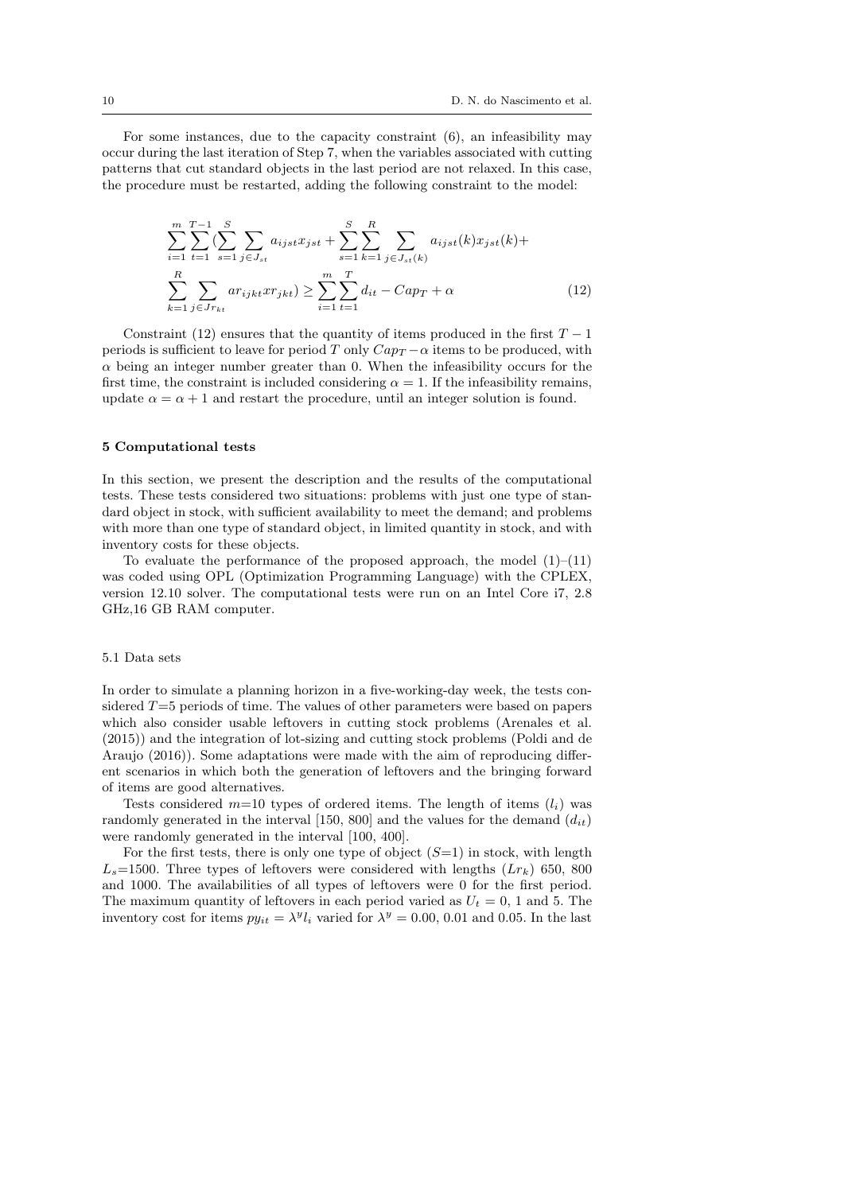For some instances, due to the capacity constraint (6), an infeasibility may occur during the last iteration of Step 7, when the variables associated with cutting patterns that cut standard objects in the last period are not relaxed. In this case, the procedure must be restarted, adding the following constraint to the model:

$$
\sum_{i=1}^{m}\sum_{t=1}^{T-1}\Big(\sum_{s=1}^{S}\sum_{j\in J_{st}} a_{ijst}x_{jst} + \sum_{s=1}^{S}\sum_{k=1}^{R}\sum_{j\in J_{st}(k)} a_{ijst}(k)x_{jst}(k) + \sum_{k=1}^{R}\sum_{j\in Jr_{kt}} ar_{ijkt}xr_{jkt}\Big) \geq \sum_{i=1}^{m}\sum_{t=1}^{T} d_{it} - Cap_T + \alpha \tag{12}
$$

Constraint (12) ensures that the quantity of items produced in the first $T-1$ periods is sufficient to leave for period $T$ only $Cap_T - \alpha$ items to be produced, with $\alpha$ being an integer number greater than 0. When the infeasibility occurs for the first time, the constraint is included considering $\alpha = 1$. If the infeasibility remains, update $\alpha = \alpha + 1$ and restart the procedure, until an integer solution is found.

## 5 Computational tests

In this section, we present the description and the results of the computational tests. These tests considered two situations: problems with just one type of standard object in stock, with sufficient availability to meet the demand; and problems with more than one type of standard object, in limited quantity in stock, and with inventory costs for these objects.

To evaluate the performance of the proposed approach, the model (1)–(11) was coded using OPL (Optimization Programming Language) with the CPLEX, version 12.10 solver. The computational tests were run on an Intel Core i7, 2.8 GHz,16 GB RAM computer.

### 5.1 Data sets

In order to simulate a planning horizon in a five-working-day week, the tests considered $T$=5 periods of time. The values of other parameters were based on papers which also consider usable leftovers in cutting stock problems (Arenales et al. (2015)) and the integration of lot-sizing and cutting stock problems (Poldi and de Araujo (2016)). Some adaptations were made with the aim of reproducing different scenarios in which both the generation of leftovers and the bringing forward of items are good alternatives.

Tests considered $m$=10 types of ordered items. The length of items ($l_i$) was randomly generated in the interval [150, 800] and the values for the demand ($d_{it}$) were randomly generated in the interval [100, 400].

For the first tests, there is only one type of object ($S$=1) in stock, with length $L_s$=1500. Three types of leftovers were considered with lengths ($Lr_k$) 650, 800 and 1000. The availabilities of all types of leftovers were 0 for the first period. The maximum quantity of leftovers in each period varied as $U_t$ = 0, 1 and 5. The inventory cost for items $py_{it} = \lambda^y l_i$ varied for $\lambda^y$ = 0.00, 0.01 and 0.05. In the last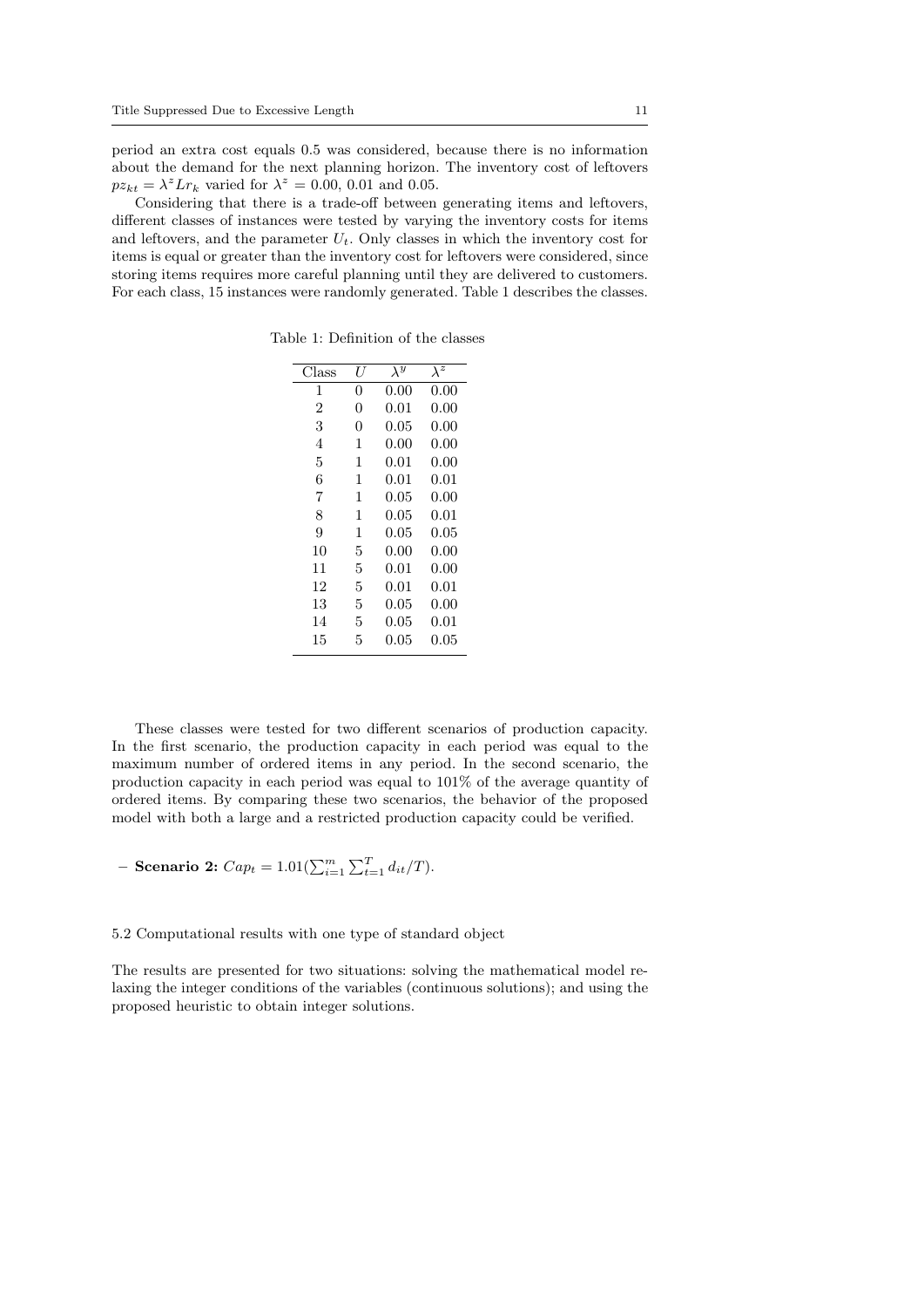period an extra cost equals 0.5 was considered, because there is no information about the demand for the next planning horizon. The inventory cost of leftovers $pz_{kt} = \lambda^z Lr_k$ varied for $\lambda^z = 0.00$, 0.01 and 0.05.

Considering that there is a trade-off between generating items and leftovers, different classes of instances were tested by varying the inventory costs for items and leftovers, and the parameter $U_t$. Only classes in which the inventory cost for items is equal or greater than the inventory cost for leftovers were considered, since storing items requires more careful planning until they are delivered to customers. For each class, 15 instances were randomly generated. Table 1 describes the classes.

Table 1: Definition of the classes

| Class | $U$ | $\lambda^y$ | $\lambda^z$ |
|---|---|---|---|
| 1 | 0 | 0.00 | 0.00 |
| 2 | 0 | 0.01 | 0.00 |
| 3 | 0 | 0.05 | 0.00 |
| 4 | 1 | 0.00 | 0.00 |
| 5 | 1 | 0.01 | 0.00 |
| 6 | 1 | 0.01 | 0.01 |
| 7 | 1 | 0.05 | 0.00 |
| 8 | 1 | 0.05 | 0.01 |
| 9 | 1 | 0.05 | 0.05 |
| 10 | 5 | 0.00 | 0.00 |
| 11 | 5 | 0.01 | 0.00 |
| 12 | 5 | 0.01 | 0.01 |
| 13 | 5 | 0.05 | 0.00 |
| 14 | 5 | 0.05 | 0.01 |
| 15 | 5 | 0.05 | 0.05 |

These classes were tested for two different scenarios of production capacity. In the first scenario, the production capacity in each period was equal to the maximum number of ordered items in any period. In the second scenario, the production capacity in each period was equal to 101% of the average quantity of ordered items. By comparing these two scenarios, the behavior of the proposed model with both a large and a restricted production capacity could be verified.

– **Scenario 2:** $Cap_t = 1.01(\sum_{i=1}^{m} \sum_{t=1}^{T} d_{it}/T)$.

### 5.2 Computational results with one type of standard object

The results are presented for two situations: solving the mathematical model relaxing the integer conditions of the variables (continuous solutions); and using the proposed heuristic to obtain integer solutions.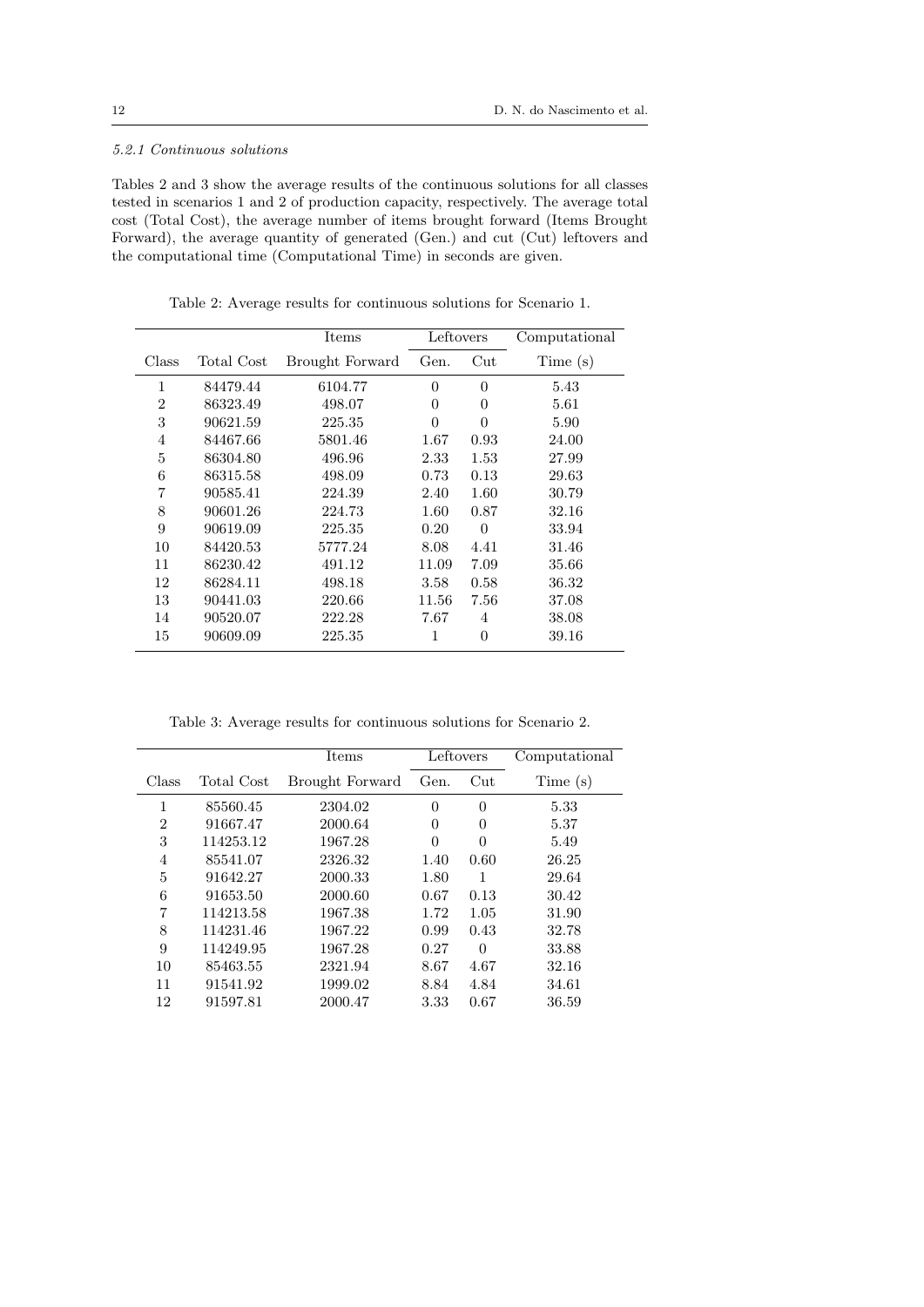#### 5.2.1 Continuous solutions

Tables 2 and 3 show the average results of the continuous solutions for all classes tested in scenarios 1 and 2 of production capacity, respectively. The average total cost (Total Cost), the average number of items brought forward (Items Brought Forward), the average quantity of generated (Gen.) and cut (Cut) leftovers and the computational time (Computational Time) in seconds are given.

Table 2: Average results for continuous solutions for Scenario 1.

| Class | Total Cost | Items Brought Forward | Leftovers Gen. | Leftovers Cut | Computational Time (s) |
|---|---|---|---|---|---|
| 1 | 84479.44 | 6104.77 | 0 | 0 | 5.43 |
| 2 | 86323.49 | 498.07 | 0 | 0 | 5.61 |
| 3 | 90621.59 | 225.35 | 0 | 0 | 5.90 |
| 4 | 84467.66 | 5801.46 | 1.67 | 0.93 | 24.00 |
| 5 | 86304.80 | 496.96 | 2.33 | 1.53 | 27.99 |
| 6 | 86315.58 | 498.09 | 0.73 | 0.13 | 29.63 |
| 7 | 90585.41 | 224.39 | 2.40 | 1.60 | 30.79 |
| 8 | 90601.26 | 224.73 | 1.60 | 0.87 | 32.16 |
| 9 | 90619.09 | 225.35 | 0.20 | 0 | 33.94 |
| 10 | 84420.53 | 5777.24 | 8.08 | 4.41 | 31.46 |
| 11 | 86230.42 | 491.12 | 11.09 | 7.09 | 35.66 |
| 12 | 86284.11 | 498.18 | 3.58 | 0.58 | 36.32 |
| 13 | 90441.03 | 220.66 | 11.56 | 7.56 | 37.08 |
| 14 | 90520.07 | 222.28 | 7.67 | 4 | 38.08 |
| 15 | 90609.09 | 225.35 | 1 | 0 | 39.16 |

Table 3: Average results for continuous solutions for Scenario 2.

| Class | Total Cost | Items Brought Forward | Leftovers Gen. | Leftovers Cut | Computational Time (s) |
|---|---|---|---|---|---|
| 1 | 85560.45 | 2304.02 | 0 | 0 | 5.33 |
| 2 | 91667.47 | 2000.64 | 0 | 0 | 5.37 |
| 3 | 114253.12 | 1967.28 | 0 | 0 | 5.49 |
| 4 | 85541.07 | 2326.32 | 1.40 | 0.60 | 26.25 |
| 5 | 91642.27 | 2000.33 | 1.80 | 1 | 29.64 |
| 6 | 91653.50 | 2000.60 | 0.67 | 0.13 | 30.42 |
| 7 | 114213.58 | 1967.38 | 1.72 | 1.05 | 31.90 |
| 8 | 114231.46 | 1967.22 | 0.99 | 0.43 | 32.78 |
| 9 | 114249.95 | 1967.28 | 0.27 | 0 | 33.88 |
| 10 | 85463.55 | 2321.94 | 8.67 | 4.67 | 32.16 |
| 11 | 91541.92 | 1999.02 | 8.84 | 4.84 | 34.61 |
| 12 | 91597.81 | 2000.47 | 3.33 | 0.67 | 36.59 |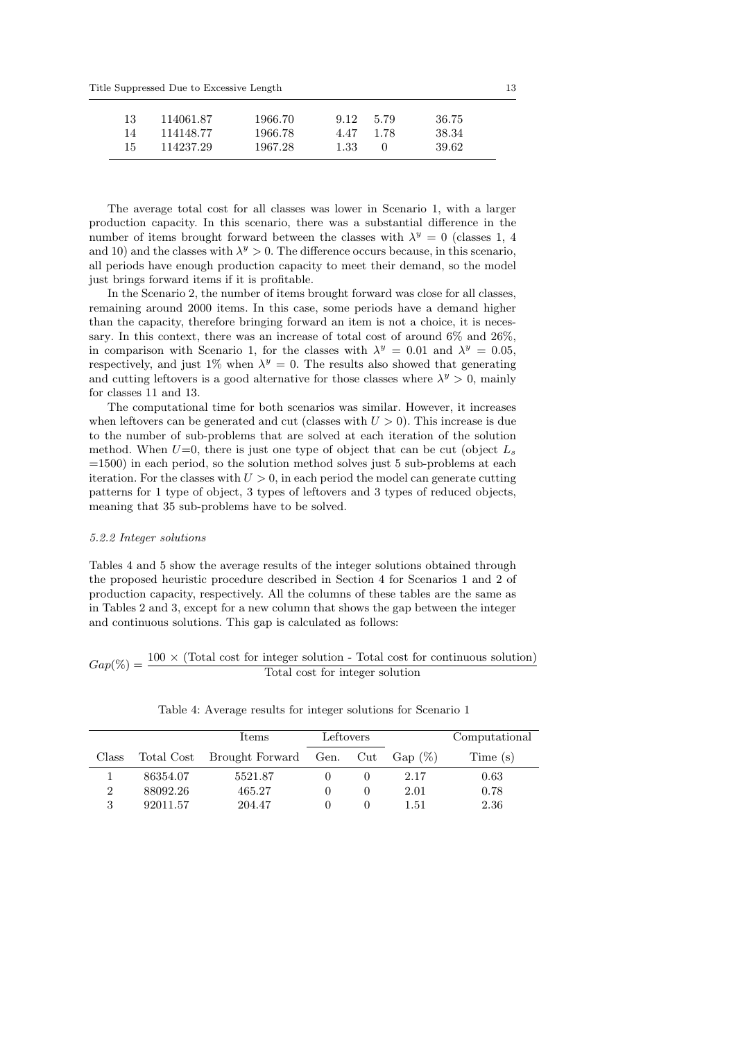| 13 | 114061.87 | 1966.70 | 9.12 | 5.79 | 36.75 |
|---|---|---|---|---|---|
| 14 | 114148.77 | 1966.78 | 4.47 | 1.78 | 38.34 |
| 15 | 114237.29 | 1967.28 | 1.33 | 0 | 39.62 |

The average total cost for all classes was lower in Scenario 1, with a larger production capacity. In this scenario, there was a substantial difference in the number of items brought forward between the classes with $\lambda^y = 0$ (classes 1, 4 and 10) and the classes with $\lambda^y > 0$. The difference occurs because, in this scenario, all periods have enough production capacity to meet their demand, so the model just brings forward items if it is profitable.

In the Scenario 2, the number of items brought forward was close for all classes, remaining around 2000 items. In this case, some periods have a demand higher than the capacity, therefore bringing forward an item is not a choice, it is necessary. In this context, there was an increase of total cost of around 6% and 26%, in comparison with Scenario 1, for the classes with $\lambda^y = 0.01$ and $\lambda^y = 0.05$, respectively, and just 1% when $\lambda^y = 0$. The results also showed that generating and cutting leftovers is a good alternative for those classes where $\lambda^y > 0$, mainly for classes 11 and 13.

The computational time for both scenarios was similar. However, it increases when leftovers can be generated and cut (classes with $U > 0$). This increase is due to the number of sub-problems that are solved at each iteration of the solution method. When $U$=0, there is just one type of object that can be cut (object $L_s$ =1500) in each period, so the solution method solves just 5 sub-problems at each iteration. For the classes with $U > 0$, in each period the model can generate cutting patterns for 1 type of object, 3 types of leftovers and 3 types of reduced objects, meaning that 35 sub-problems have to be solved.

#### 5.2.2 Integer solutions

Tables 4 and 5 show the average results of the integer solutions obtained through the proposed heuristic procedure described in Section 4 for Scenarios 1 and 2 of production capacity, respectively. All the columns of these tables are the same as in Tables 2 and 3, except for a new column that shows the gap between the integer and continuous solutions. This gap is calculated as follows:

$$Gap(\%) = \frac{100 \times \text{(Total cost for integer solution - Total cost for continuous solution)}}{\text{Total cost for integer solution}}$$

Table 4: Average results for integer solutions for Scenario 1

| | | Items | Leftovers | | | Computational |
|---|---|---|---|---|---|---|
| Class | Total Cost | Brought Forward | Gen. | Cut | Gap (%) | Time (s) |
| 1 | 86354.07 | 5521.87 | 0 | 0 | 2.17 | 0.63 |
| 2 | 88092.26 | 465.27 | 0 | 0 | 2.01 | 0.78 |
| 3 | 92011.57 | 204.47 | 0 | 0 | 1.51 | 2.36 |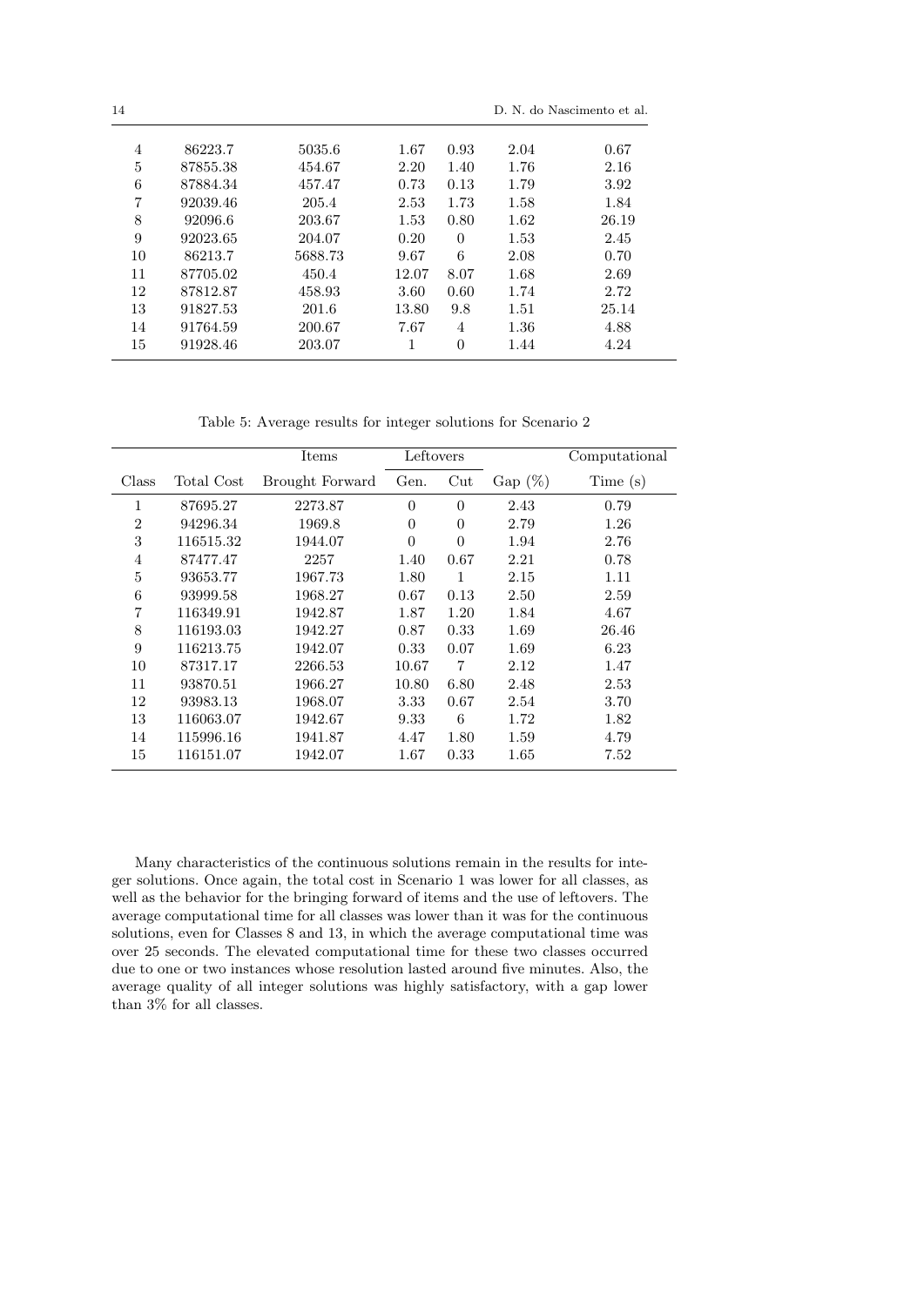| 4 | 86223.7 | 5035.6 | 1.67 | 0.93 | 2.04 | 0.67 |
|---|---|---|---|---|---|---|
| 5 | 87855.38 | 454.67 | 2.20 | 1.40 | 1.76 | 2.16 |
| 6 | 87884.34 | 457.47 | 0.73 | 0.13 | 1.79 | 3.92 |
| 7 | 92039.46 | 205.4 | 2.53 | 1.73 | 1.58 | 1.84 |
| 8 | 92096.6 | 203.67 | 1.53 | 0.80 | 1.62 | 26.19 |
| 9 | 92023.65 | 204.07 | 0.20 | 0 | 1.53 | 2.45 |
| 10 | 86213.7 | 5688.73 | 9.67 | 6 | 2.08 | 0.70 |
| 11 | 87705.02 | 450.4 | 12.07 | 8.07 | 1.68 | 2.69 |
| 12 | 87812.87 | 458.93 | 3.60 | 0.60 | 1.74 | 2.72 |
| 13 | 91827.53 | 201.6 | 13.80 | 9.8 | 1.51 | 25.14 |
| 14 | 91764.59 | 200.67 | 7.67 | 4 | 1.36 | 4.88 |
| 15 | 91928.46 | 203.07 | 1 | 0 | 1.44 | 4.24 |

Table 5: Average results for integer solutions for Scenario 2

| | | Items | Leftovers | | | Computational |
|---|---|---|---|---|---|---|
| Class | Total Cost | Brought Forward | Gen. | Cut | Gap (%) | Time (s) |
| 1 | 87695.27 | 2273.87 | 0 | 0 | 2.43 | 0.79 |
| 2 | 94296.34 | 1969.8 | 0 | 0 | 2.79 | 1.26 |
| 3 | 116515.32 | 1944.07 | 0 | 0 | 1.94 | 2.76 |
| 4 | 87477.47 | 2257 | 1.40 | 0.67 | 2.21 | 0.78 |
| 5 | 93653.77 | 1967.73 | 1.80 | 1 | 2.15 | 1.11 |
| 6 | 93999.58 | 1968.27 | 0.67 | 0.13 | 2.50 | 2.59 |
| 7 | 116349.91 | 1942.87 | 1.87 | 1.20 | 1.84 | 4.67 |
| 8 | 116193.03 | 1942.27 | 0.87 | 0.33 | 1.69 | 26.46 |
| 9 | 116213.75 | 1942.07 | 0.33 | 0.07 | 1.69 | 6.23 |
| 10 | 87317.17 | 2266.53 | 10.67 | 7 | 2.12 | 1.47 |
| 11 | 93870.51 | 1966.27 | 10.80 | 6.80 | 2.48 | 2.53 |
| 12 | 93983.13 | 1968.07 | 3.33 | 0.67 | 2.54 | 3.70 |
| 13 | 116063.07 | 1942.67 | 9.33 | 6 | 1.72 | 1.82 |
| 14 | 115996.16 | 1941.87 | 4.47 | 1.80 | 1.59 | 4.79 |
| 15 | 116151.07 | 1942.07 | 1.67 | 0.33 | 1.65 | 7.52 |

Many characteristics of the continuous solutions remain in the results for integer solutions. Once again, the total cost in Scenario 1 was lower for all classes, as well as the behavior for the bringing forward of items and the use of leftovers. The average computational time for all classes was lower than it was for the continuous solutions, even for Classes 8 and 13, in which the average computational time was over 25 seconds. The elevated computational time for these two classes occurred due to one or two instances whose resolution lasted around five minutes. Also, the average quality of all integer solutions was highly satisfactory, with a gap lower than 3% for all classes.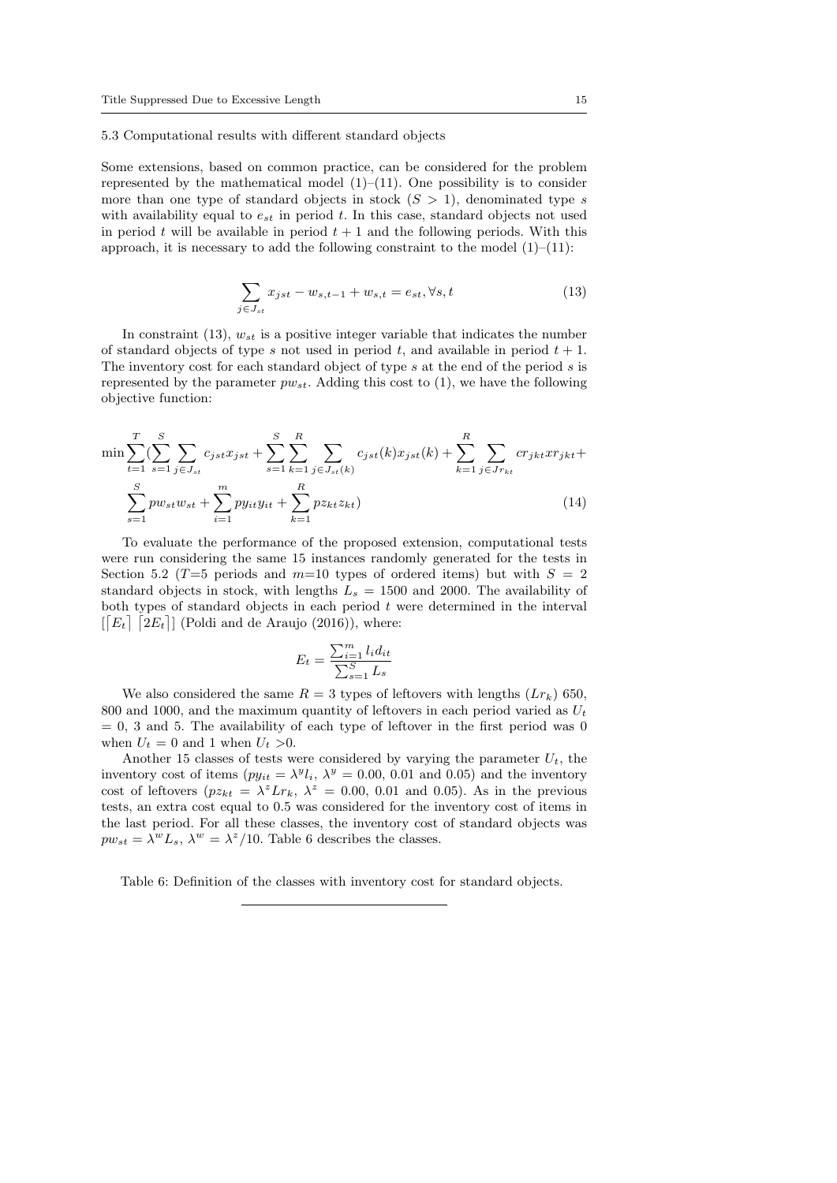### 5.3 Computational results with different standard objects

Some extensions, based on common practice, can be considered for the problem represented by the mathematical model (1)–(11). One possibility is to consider more than one type of standard objects in stock ($S > 1$), denominated type $s$ with availability equal to $e_{st}$ in period $t$. In this case, standard objects not used in period $t$ will be available in period $t+1$ and the following periods. With this approach, it is necessary to add the following constraint to the model (1)–(11):

$$\sum_{j \in J_{st}} x_{jst} - w_{s,t-1} + w_{s,t} = e_{st}, \forall s, t \tag{13}$$

In constraint (13), $w_{st}$ is a positive integer variable that indicates the number of standard objects of type $s$ not used in period $t$, and available in period $t+1$. The inventory cost for each standard object of type $s$ at the end of the period $s$ is represented by the parameter $pw_{st}$. Adding this cost to (1), we have the following objective function:

$$\min \sum_{t=1}^{T} \Big( \sum_{s=1}^{S} \sum_{j \in J_{st}} c_{jst} x_{jst} + \sum_{s=1}^{S} \sum_{k=1}^{R} \sum_{j \in J_{st}(k)} c_{jst}(k) x_{jst}(k) + \sum_{k=1}^{R} \sum_{j \in Jr_{kt}} cr_{jkt} xr_{jkt} + \sum_{s=1}^{S} pw_{st} w_{st} + \sum_{i=1}^{m} py_{it} y_{it} + \sum_{k=1}^{R} pz_{kt} z_{kt} \Big) \tag{14}$$

To evaluate the performance of the proposed extension, computational tests were run considering the same 15 instances randomly generated for the tests in Section 5.2 ($T$=5 periods and $m$=10 types of ordered items) but with $S = 2$ standard objects in stock, with lengths $L_s = 1500$ and 2000. The availability of both types of standard objects in each period $t$ were determined in the interval $[\lceil E_t \rceil \; \lceil 2E_t \rceil]$ (Poldi and de Araujo (2016)), where:

$$E_t = \frac{\sum_{i=1}^{m} l_i d_{it}}{\sum_{s=1}^{S} L_s}$$

We also considered the same $R = 3$ types of leftovers with lengths ($Lr_k$) 650, 800 and 1000, and the maximum quantity of leftovers in each period varied as $U_t$ = 0, 3 and 5. The availability of each type of leftover in the first period was 0 when $U_t = 0$ and 1 when $U_t > 0$.

Another 15 classes of tests were considered by varying the parameter $U_t$, the inventory cost of items ($py_{it} = \lambda^y l_i$, $\lambda^y$ = 0.00, 0.01 and 0.05) and the inventory cost of leftovers ($pz_{kt} = \lambda^z Lr_k$, $\lambda^z$ = 0.00, 0.01 and 0.05). As in the previous tests, an extra cost equal to 0.5 was considered for the inventory cost of items in the last period. For all these classes, the inventory cost of standard objects was $pw_{st} = \lambda^w L_s$, $\lambda^w = \lambda^z/10$. Table 6 describes the classes.

Table 6: Definition of the classes with inventory cost for standard objects.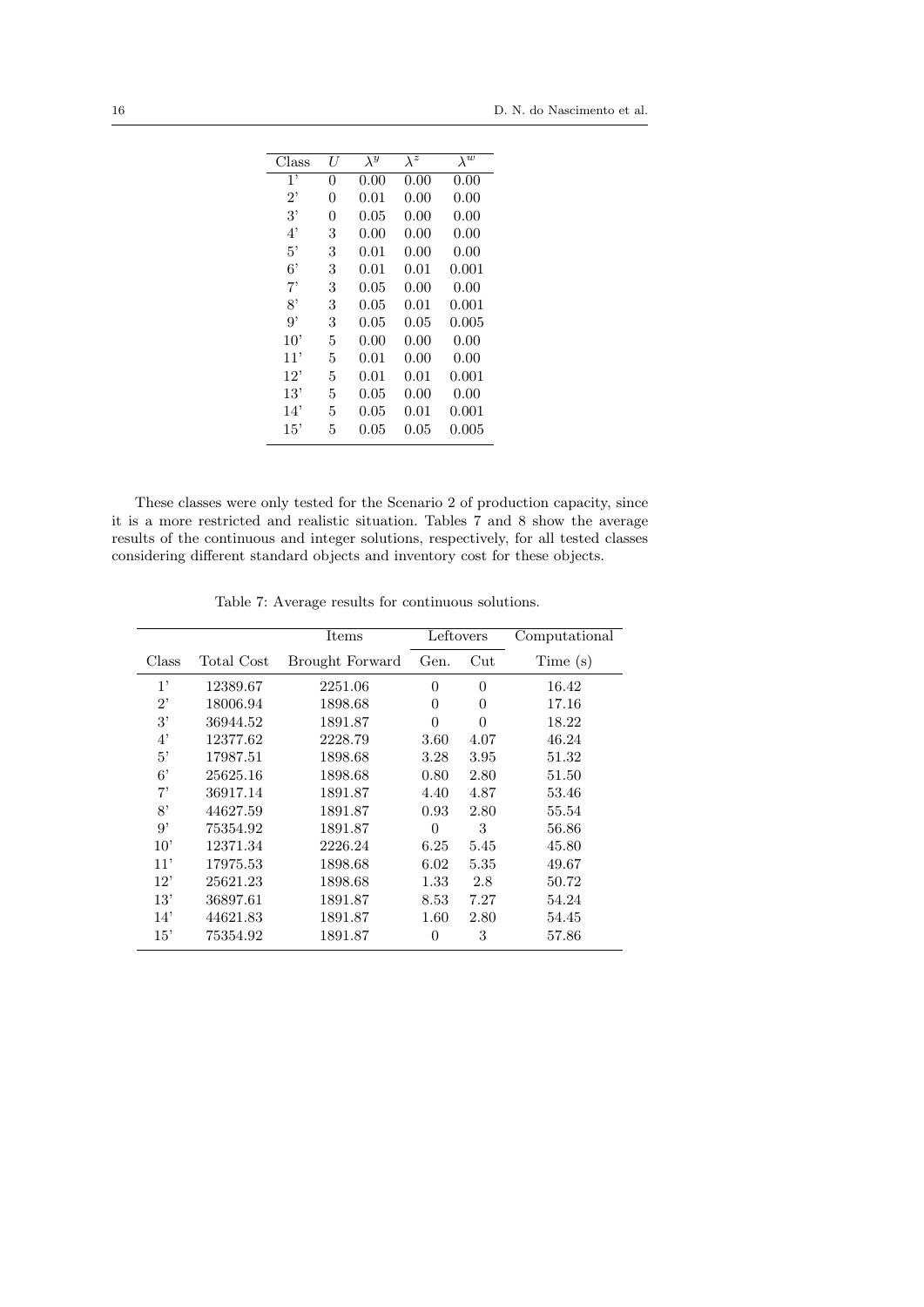| Class | $U$ | $\lambda^y$ | $\lambda^z$ | $\lambda^w$ |
|---|---|---|---|---|
| 1' | 0 | 0.00 | 0.00 | 0.00 |
| 2' | 0 | 0.01 | 0.00 | 0.00 |
| 3' | 0 | 0.05 | 0.00 | 0.00 |
| 4' | 3 | 0.00 | 0.00 | 0.00 |
| 5' | 3 | 0.01 | 0.00 | 0.00 |
| 6' | 3 | 0.01 | 0.01 | 0.001 |
| 7' | 3 | 0.05 | 0.00 | 0.00 |
| 8' | 3 | 0.05 | 0.01 | 0.001 |
| 9' | 3 | 0.05 | 0.05 | 0.005 |
| 10' | 5 | 0.00 | 0.00 | 0.00 |
| 11' | 5 | 0.01 | 0.00 | 0.00 |
| 12' | 5 | 0.01 | 0.01 | 0.001 |
| 13' | 5 | 0.05 | 0.00 | 0.00 |
| 14' | 5 | 0.05 | 0.01 | 0.001 |
| 15' | 5 | 0.05 | 0.05 | 0.005 |

These classes were only tested for the Scenario 2 of production capacity, since it is a more restricted and realistic situation. Tables 7 and 8 show the average results of the continuous and integer solutions, respectively, for all tested classes considering different standard objects and inventory cost for these objects.

Table 7: Average results for continuous solutions.

| | | Items | Leftovers | | Computational |
|---|---|---|---|---|---|
| Class | Total Cost | Brought Forward | Gen. | Cut | Time (s) |
| 1' | 12389.67 | 2251.06 | 0 | 0 | 16.42 |
| 2' | 18006.94 | 1898.68 | 0 | 0 | 17.16 |
| 3' | 36944.52 | 1891.87 | 0 | 0 | 18.22 |
| 4' | 12377.62 | 2228.79 | 3.60 | 4.07 | 46.24 |
| 5' | 17987.51 | 1898.68 | 3.28 | 3.95 | 51.32 |
| 6' | 25625.16 | 1898.68 | 0.80 | 2.80 | 51.50 |
| 7' | 36917.14 | 1891.87 | 4.40 | 4.87 | 53.46 |
| 8' | 44627.59 | 1891.87 | 0.93 | 2.80 | 55.54 |
| 9' | 75354.92 | 1891.87 | 0 | 3 | 56.86 |
| 10' | 12371.34 | 2226.24 | 6.25 | 5.45 | 45.80 |
| 11' | 17975.53 | 1898.68 | 6.02 | 5.35 | 49.67 |
| 12' | 25621.23 | 1898.68 | 1.33 | 2.8 | 50.72 |
| 13' | 36897.61 | 1891.87 | 8.53 | 7.27 | 54.24 |
| 14' | 44621.83 | 1891.87 | 1.60 | 2.80 | 54.45 |
| 15' | 75354.92 | 1891.87 | 0 | 3 | 57.86 |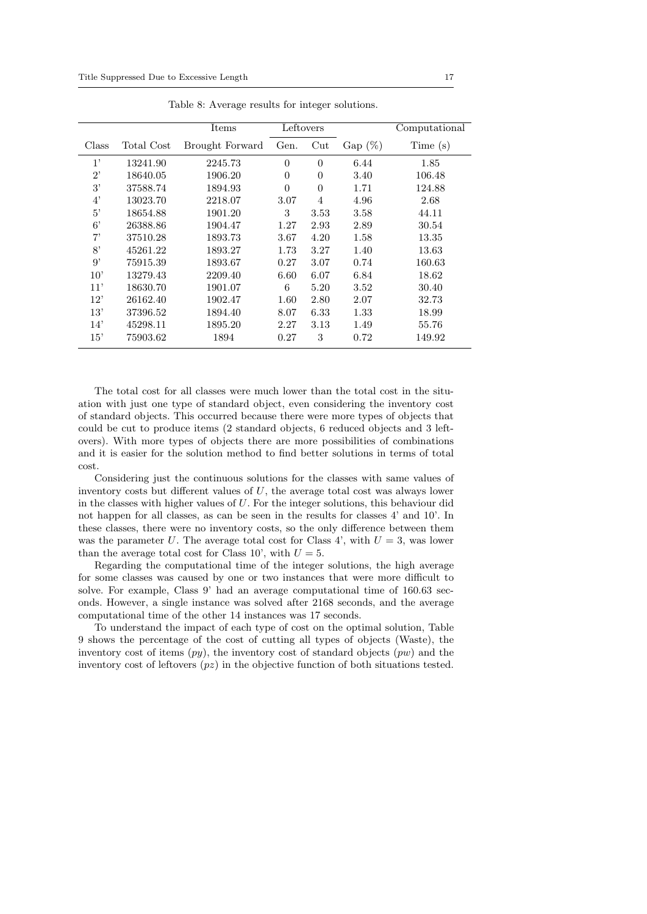Table 8: Average results for integer solutions.

| Class | Total Cost | Items Brought Forward | Leftovers Gen. | Leftovers Cut | Gap (%) | Computational Time (s) |
|---|---|---|---|---|---|---|
| 1' | 13241.90 | 2245.73 | 0 | 0 | 6.44 | 1.85 |
| 2' | 18640.05 | 1906.20 | 0 | 0 | 3.40 | 106.48 |
| 3' | 37588.74 | 1894.93 | 0 | 0 | 1.71 | 124.88 |
| 4' | 13023.70 | 2218.07 | 3.07 | 4 | 4.96 | 2.68 |
| 5' | 18654.88 | 1901.20 | 3 | 3.53 | 3.58 | 44.11 |
| 6' | 26388.86 | 1904.47 | 1.27 | 2.93 | 2.89 | 30.54 |
| 7' | 37510.28 | 1893.73 | 3.67 | 4.20 | 1.58 | 13.35 |
| 8' | 45261.22 | 1893.27 | 1.73 | 3.27 | 1.40 | 13.63 |
| 9' | 75915.39 | 1893.67 | 0.27 | 3.07 | 0.74 | 160.63 |
| 10' | 13279.43 | 2209.40 | 6.60 | 6.07 | 6.84 | 18.62 |
| 11' | 18630.70 | 1901.07 | 6 | 5.20 | 3.52 | 30.40 |
| 12' | 26162.40 | 1902.47 | 1.60 | 2.80 | 2.07 | 32.73 |
| 13' | 37396.52 | 1894.40 | 8.07 | 6.33 | 1.33 | 18.99 |
| 14' | 45298.11 | 1895.20 | 2.27 | 3.13 | 1.49 | 55.76 |
| 15' | 75903.62 | 1894 | 0.27 | 3 | 0.72 | 149.92 |

The total cost for all classes were much lower than the total cost in the situation with just one type of standard object, even considering the inventory cost of standard objects. This occurred because there were more types of objects that could be cut to produce items (2 standard objects, 6 reduced objects and 3 leftovers). With more types of objects there are more possibilities of combinations and it is easier for the solution method to find better solutions in terms of total cost.

Considering just the continuous solutions for the classes with same values of inventory costs but different values of $U$, the average total cost was always lower in the classes with higher values of $U$. For the integer solutions, this behaviour did not happen for all classes, as can be seen in the results for classes 4' and 10'. In these classes, there were no inventory costs, so the only difference between them was the parameter $U$. The average total cost for Class 4', with $U = 3$, was lower than the average total cost for Class 10', with $U = 5$.

Regarding the computational time of the integer solutions, the high average for some classes was caused by one or two instances that were more difficult to solve. For example, Class 9' had an average computational time of 160.63 seconds. However, a single instance was solved after 2168 seconds, and the average computational time of the other 14 instances was 17 seconds.

To understand the impact of each type of cost on the optimal solution, Table 9 shows the percentage of the cost of cutting all types of objects (Waste), the inventory cost of items ($py$), the inventory cost of standard objects ($pw$) and the inventory cost of leftovers ($pz$) in the objective function of both situations tested.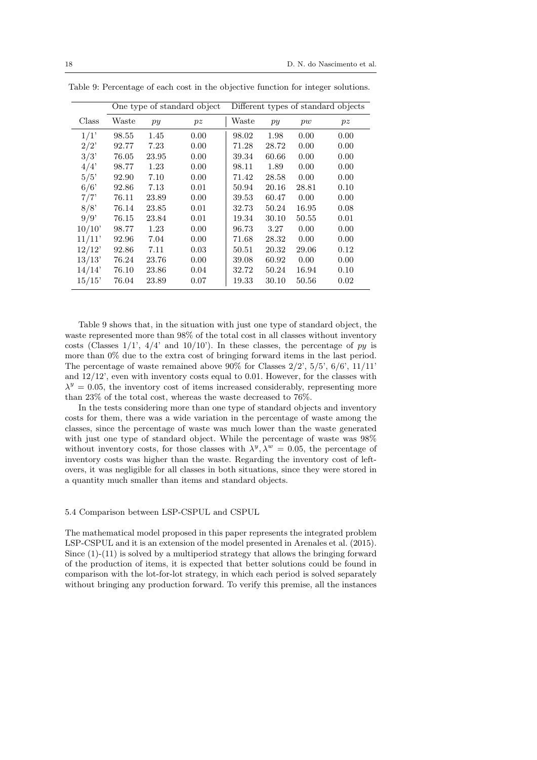Table 9: Percentage of each cost in the objective function for integer solutions.

| | One type of standard object | | | Different types of standard objects | | | |
|---|---|---|---|---|---|---|---|
| Class | Waste | $py$ | $pz$ | Waste | $py$ | $pw$ | $pz$ |
| 1/1' | 98.55 | 1.45 | 0.00 | 98.02 | 1.98 | 0.00 | 0.00 |
| 2/2' | 92.77 | 7.23 | 0.00 | 71.28 | 28.72 | 0.00 | 0.00 |
| 3/3' | 76.05 | 23.95 | 0.00 | 39.34 | 60.66 | 0.00 | 0.00 |
| 4/4' | 98.77 | 1.23 | 0.00 | 98.11 | 1.89 | 0.00 | 0.00 |
| 5/5' | 92.90 | 7.10 | 0.00 | 71.42 | 28.58 | 0.00 | 0.00 |
| 6/6' | 92.86 | 7.13 | 0.01 | 50.94 | 20.16 | 28.81 | 0.10 |
| 7/7' | 76.11 | 23.89 | 0.00 | 39.53 | 60.47 | 0.00 | 0.00 |
| 8/8' | 76.14 | 23.85 | 0.01 | 32.73 | 50.24 | 16.95 | 0.08 |
| 9/9' | 76.15 | 23.84 | 0.01 | 19.34 | 30.10 | 50.55 | 0.01 |
| 10/10' | 98.77 | 1.23 | 0.00 | 96.73 | 3.27 | 0.00 | 0.00 |
| 11/11' | 92.96 | 7.04 | 0.00 | 71.68 | 28.32 | 0.00 | 0.00 |
| 12/12' | 92.86 | 7.11 | 0.03 | 50.51 | 20.32 | 29.06 | 0.12 |
| 13/13' | 76.24 | 23.76 | 0.00 | 39.08 | 60.92 | 0.00 | 0.00 |
| 14/14' | 76.10 | 23.86 | 0.04 | 32.72 | 50.24 | 16.94 | 0.10 |
| 15/15' | 76.04 | 23.89 | 0.07 | 19.33 | 30.10 | 50.56 | 0.02 |

Table 9 shows that, in the situation with just one type of standard object, the waste represented more than 98% of the total cost in all classes without inventory costs (Classes 1/1', 4/4' and 10/10'). In these classes, the percentage of $py$ is more than 0% due to the extra cost of bringing forward items in the last period. The percentage of waste remained above 90% for Classes 2/2', 5/5', 6/6', 11/11' and 12/12', even with inventory costs equal to 0.01. However, for the classes with $\lambda^y = 0.05$, the inventory cost of items increased considerably, representing more than 23% of the total cost, whereas the waste decreased to 76%.

In the tests considering more than one type of standard objects and inventory costs for them, there was a wide variation in the percentage of waste among the classes, since the percentage of waste was much lower than the waste generated with just one type of standard object. While the percentage of waste was 98% without inventory costs, for those classes with $\lambda^y, \lambda^w = 0.05$, the percentage of inventory costs was higher than the waste. Regarding the inventory cost of leftovers, it was negligible for all classes in both situations, since they were stored in a quantity much smaller than items and standard objects.

### 5.4 Comparison between LSP-CSPUL and CSPUL

The mathematical model proposed in this paper represents the integrated problem LSP-CSPUL and it is an extension of the model presented in Arenales et al. (2015). Since (1)-(11) is solved by a multiperiod strategy that allows the bringing forward of the production of items, it is expected that better solutions could be found in comparison with the lot-for-lot strategy, in which each period is solved separately without bringing any production forward. To verify this premise, all the instances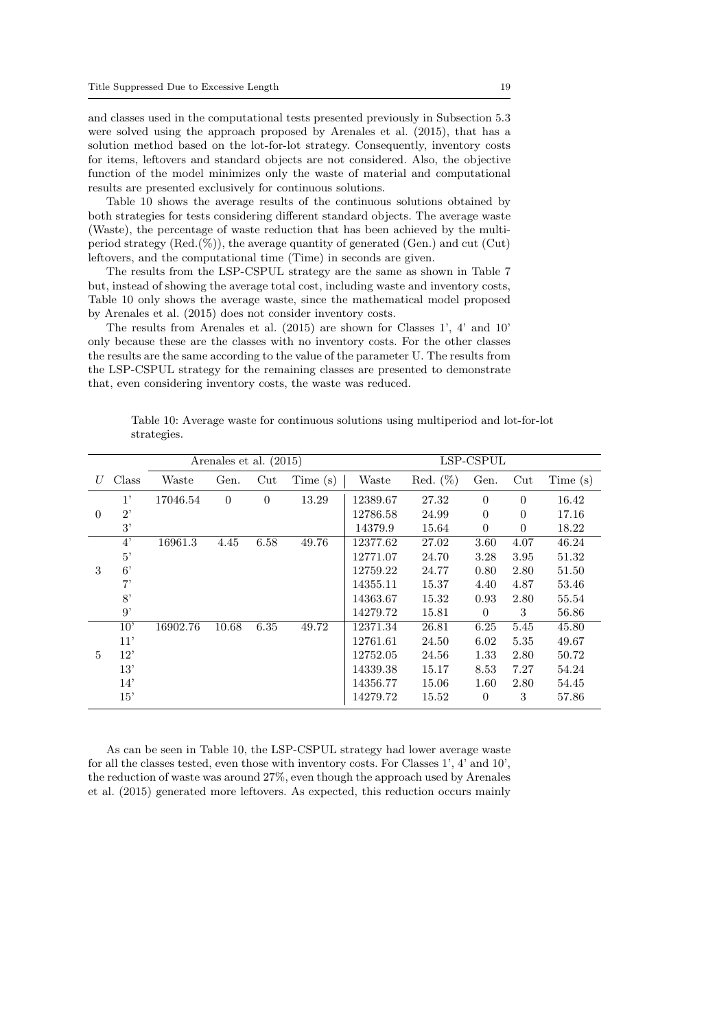and classes used in the computational tests presented previously in Subsection 5.3 were solved using the approach proposed by Arenales et al. (2015), that has a solution method based on the lot-for-lot strategy. Consequently, inventory costs for items, leftovers and standard objects are not considered. Also, the objective function of the model minimizes only the waste of material and computational results are presented exclusively for continuous solutions.

Table 10 shows the average results of the continuous solutions obtained by both strategies for tests considering different standard objects. The average waste (Waste), the percentage of waste reduction that has been achieved by the multi-period strategy (Red.(%)), the average quantity of generated (Gen.) and cut (Cut) leftovers, and the computational time (Time) in seconds are given.

The results from the LSP-CSPUL strategy are the same as shown in Table 7 but, instead of showing the average total cost, including waste and inventory costs, Table 10 only shows the average waste, since the mathematical model proposed by Arenales et al. (2015) does not consider inventory costs.

The results from Arenales et al. (2015) are shown for Classes 1', 4' and 10' only because these are the classes with no inventory costs. For the other classes the results are the same according to the value of the parameter U. The results from the LSP-CSPUL strategy for the remaining classes are presented to demonstrate that, even considering inventory costs, the waste was reduced.

Table 10: Average waste for continuous solutions using multiperiod and lot-for-lot strategies.

| | | Arenales et al. (2015) | | | | LSP-CSPUL | | | | |
|---|---|---|---|---|---|---|---|---|---|---|
| $U$ | Class | Waste | Gen. | Cut | Time (s) | Waste | Red. (%) | Gen. | Cut | Time (s) |
| 0 | 1' | 17046.54 | 0 | 0 | 13.29 | 12389.67 | 27.32 | 0 | 0 | 16.42 |
| | 2' | | | | | 12786.58 | 24.99 | 0 | 0 | 17.16 |
| | 3' | | | | | 14379.9 | 15.64 | 0 | 0 | 18.22 |
| 3 | 4' | 16961.3 | 4.45 | 6.58 | 49.76 | 12377.62 | 27.02 | 3.60 | 4.07 | 46.24 |
| | 5' | | | | | 12771.07 | 24.70 | 3.28 | 3.95 | 51.32 |
| | 6' | | | | | 12759.22 | 24.77 | 0.80 | 2.80 | 51.50 |
| | 7' | | | | | 14355.11 | 15.37 | 4.40 | 4.87 | 53.46 |
| | 8' | | | | | 14363.67 | 15.32 | 0.93 | 2.80 | 55.54 |
| | 9' | | | | | 14279.72 | 15.81 | 0 | 3 | 56.86 |
| 5 | 10' | 16902.76 | 10.68 | 6.35 | 49.72 | 12371.34 | 26.81 | 6.25 | 5.45 | 45.80 |
| | 11' | | | | | 12761.61 | 24.50 | 6.02 | 5.35 | 49.67 |
| | 12' | | | | | 12752.05 | 24.56 | 1.33 | 2.80 | 50.72 |
| | 13' | | | | | 14339.38 | 15.17 | 8.53 | 7.27 | 54.24 |
| | 14' | | | | | 14356.77 | 15.06 | 1.60 | 2.80 | 54.45 |
| | 15' | | | | | 14279.72 | 15.52 | 0 | 3 | 57.86 |

As can be seen in Table 10, the LSP-CSPUL strategy had lower average waste for all the classes tested, even those with inventory costs. For Classes 1', 4' and 10', the reduction of waste was around 27%, even though the approach used by Arenales et al. (2015) generated more leftovers. As expected, this reduction occurs mainly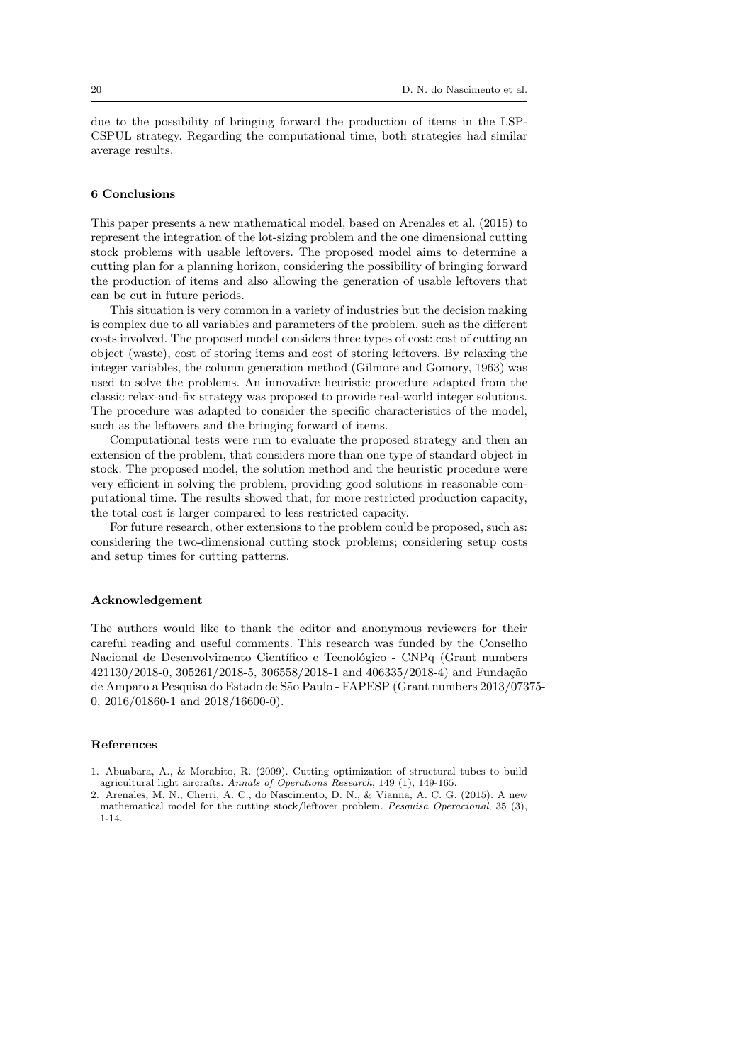due to the possibility of bringing forward the production of items in the LSP-CSPUL strategy. Regarding the computational time, both strategies had similar average results.

## 6 Conclusions

This paper presents a new mathematical model, based on Arenales et al. (2015) to represent the integration of the lot-sizing problem and the one dimensional cutting stock problems with usable leftovers. The proposed model aims to determine a cutting plan for a planning horizon, considering the possibility of bringing forward the production of items and also allowing the generation of usable leftovers that can be cut in future periods.

This situation is very common in a variety of industries but the decision making is complex due to all variables and parameters of the problem, such as the different costs involved. The proposed model considers three types of cost: cost of cutting an object (waste), cost of storing items and cost of storing leftovers. By relaxing the integer variables, the column generation method (Gilmore and Gomory, 1963) was used to solve the problems. An innovative heuristic procedure adapted from the classic relax-and-fix strategy was proposed to provide real-world integer solutions. The procedure was adapted to consider the specific characteristics of the model, such as the leftovers and the bringing forward of items.

Computational tests were run to evaluate the proposed strategy and then an extension of the problem, that considers more than one type of standard object in stock. The proposed model, the solution method and the heuristic procedure were very efficient in solving the problem, providing good solutions in reasonable computational time. The results showed that, for more restricted production capacity, the total cost is larger compared to less restricted capacity.

For future research, other extensions to the problem could be proposed, such as: considering the two-dimensional cutting stock problems; considering setup costs and setup times for cutting patterns.

## Acknowledgement

The authors would like to thank the editor and anonymous reviewers for their careful reading and useful comments. This research was funded by the Conselho Nacional de Desenvolvimento Científico e Tecnológico - CNPq (Grant numbers 421130/2018-0, 305261/2018-5, 306558/2018-1 and 406335/2018-4) and Fundação de Amparo a Pesquisa do Estado de São Paulo - FAPESP (Grant numbers 2013/07375-0, 2016/01860-1 and 2018/16600-0).

## References

1. Abuabara, A., & Morabito, R. (2009). Cutting optimization of structural tubes to build agricultural light aircrafts. *Annals of Operations Research*, 149 (1), 149-165.
2. Arenales, M. N., Cherri, A. C., do Nascimento, D. N., & Vianna, A. C. G. (2015). A new mathematical model for the cutting stock/leftover problem. *Pesquisa Operacional*, 35 (3), 1-14.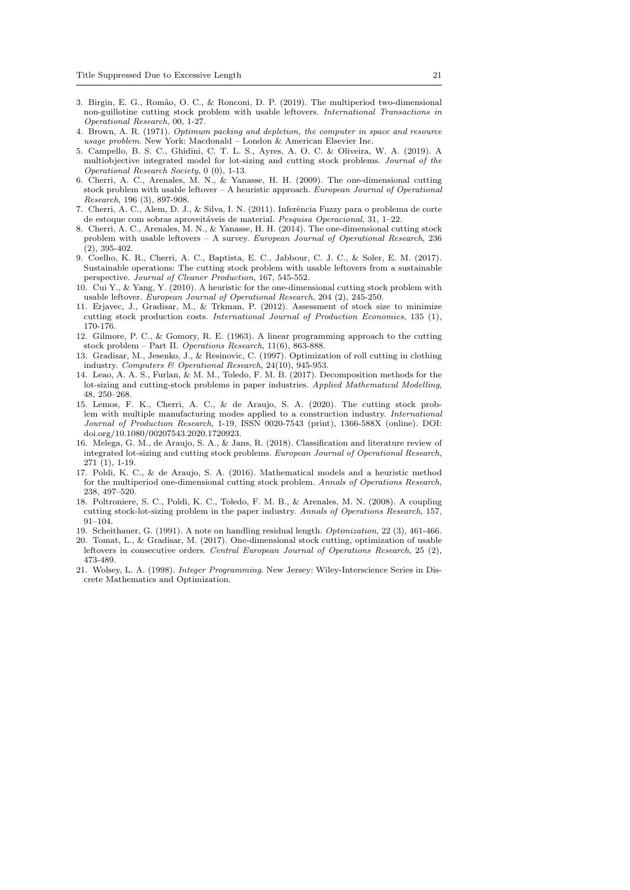3. Birgin, E. G., Romão, O. C., & Ronconi, D. P. (2019). The multiperiod two-dimensional non-guillotine cutting stock problem with usable leftovers. *International Transactions in Operational Research*, 00, 1-27.
4. Brown, A. R. (1971). *Optimum packing and depletion, the computer in space and resource usage problem*. New York: Macdonald – London & American Elsevier Inc.
5. Campello, B. S. C., Ghidini, C. T. L. S., Ayres, A. O. C. & Oliveira, W. A. (2019). A multiobjective integrated model for lot-sizing and cutting stock problems. *Journal of the Operational Research Society*, 0 (0), 1-13.
6. Cherri, A. C., Arenales, M. N., & Yanasse, H. H. (2009). The one-dimensional cutting stock problem with usable leftover – A heuristic approach. *European Journal of Operational Research*, 196 (3), 897-908.
7. Cherri, A. C., Alem, D. J., & Silva, I. N. (2011). Inferência Fuzzy para o problema de corte de estoque com sobras aproveitáveis de material. *Pesquisa Operacional*, 31, 1–22.
8. Cherri, A. C., Arenales, M. N., & Yanasse, H. H. (2014). The one-dimensional cutting stock problem with usable leftovers – A survey. *European Journal of Operational Research*, 236 (2), 395-402.
9. Coelho, K. R., Cherri, A. C., Baptista, E. C., Jabbour, C. J. C., & Soler, E. M. (2017). Sustainable operations: The cutting stock problem with usable leftovers from a sustainable perspective. *Journal of Cleaner Production*, 167, 545-552.
10. Cui Y., & Yang, Y. (2010). A heuristic for the one-dimensional cutting stock problem with usable leftover. *European Journal of Operational Research*, 204 (2), 245-250.
11. Erjavec, J., Gradisar, M., & Trkman, P. (2012). Assessment of stock size to minimize cutting stock production costs. *International Journal of Production Economics*, 135 (1), 170-176.
12. Gilmore, P. C., & Gomory, R. E. (1963). A linear programming approach to the cutting stock problem – Part II. *Operations Research*, 11(6), 863-888.
13. Gradisar, M., Jesenko, J., & Resinovic, C. (1997). Optimization of roll cutting in clothing industry. *Computers & Operational Research*, 24(10), 945-953.
14. Leao, A. A. S., Furlan, & M. M., Toledo, F. M. B. (2017). Decomposition methods for the lot-sizing and cutting-stock problems in paper industries. *Applied Mathematical Modelling*, 48, 250–268.
15. Lemos, F. K., Cherri, A. C., & de Araujo, S. A. (2020). The cutting stock problem with multiple manufacturing modes applied to a construction industry. *International Journal of Production Research*, 1-19, ISSN 0020-7543 (print), 1366-588X (online). DOI: doi.org/10.1080/00207543.2020.1720923.
16. Melega, G. M., de Araujo, S. A., & Jans, R. (2018). Classification and literature review of integrated lot-sizing and cutting stock problems. *European Journal of Operational Research*, 271 (1), 1-19.
17. Poldi, K. C., & de Araujo, S. A. (2016). Mathematical models and a heuristic method for the multiperiod one-dimensional cutting stock problem. *Annals of Operations Research*, 238, 497–520.
18. Poltroniere, S. C., Poldi, K. C., Toledo, F. M. B., & Arenales, M. N. (2008). A coupling cutting stock-lot-sizing problem in the paper industry. *Annals of Operations Research*, 157, 91–104.
19. Scheithauer, G. (1991). A note on handling residual length. *Optimization*, 22 (3), 461-466.
20. Tomat, L., & Gradisar, M. (2017). One-dimensional stock cutting, optimization of usable leftovers in consecutive orders. *Central European Journal of Operations Research*, 25 (2), 473-489.
21. Wolsey, L. A. (1998). *Integer Programming*. New Jersey: Wiley-Interscience Series in Discrete Mathematics and Optimization.